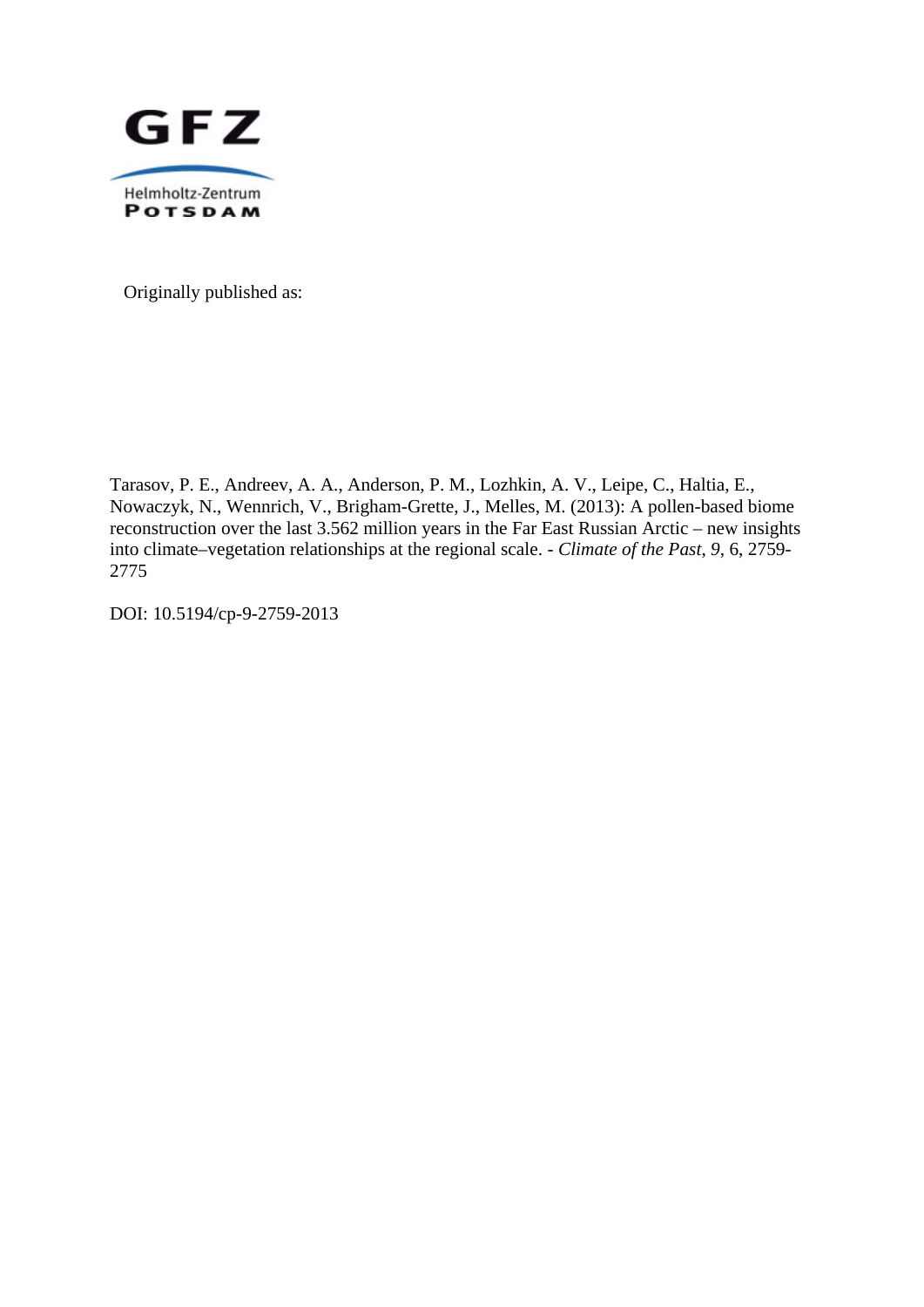GFZ

Helmholtz-Zentrum
POTSDAM

Originally published as:

Tarasov, P. E., Andreev, A. A., Anderson, P. M., Lozhkin, A. V., Leipe, C., Haltia, E., Nowaczyk, N., Wennrich, V., Brigham-Grette, J., Melles, M. (2013): A pollen-based biome reconstruction over the last 3.562 million years in the Far East Russian Arctic – new insights into climate–vegetation relationships at the regional scale. - *Climate of the Past*, *9*, 6, 2759-2775

DOI: 10.5194/cp-9-2759-2013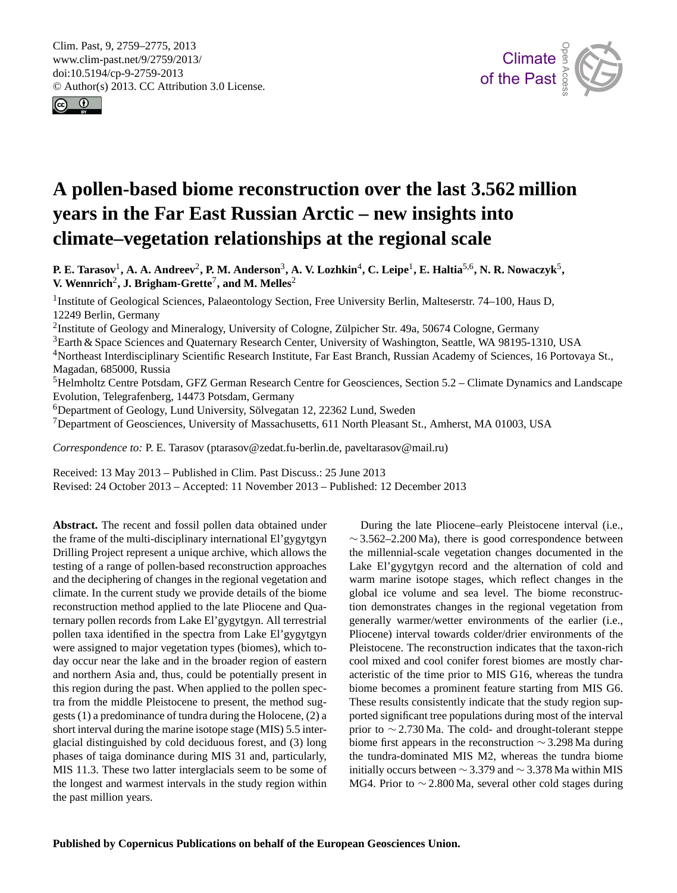# A pollen-based biome reconstruction over the last 3.562 million years in the Far East Russian Arctic – new insights into climate–vegetation relationships at the regional scale

**P. E. Tarasov[1], A. A. Andreev[2], P. M. Anderson[3], A. V. Lozhkin[4], C. Leipe[1], E. Haltia[5,6], N. R. Nowaczyk[5], V. Wennrich[2], J. Brigham-Grette[7], and M. Melles[2]**

[1]Institute of Geological Sciences, Palaeontology Section, Free University Berlin, Malteserstr. 74–100, Haus D, 12249 Berlin, Germany

[2]Institute of Geology and Mineralogy, University of Cologne, Zülpicher Str. 49a, 50674 Cologne, Germany

[3]Earth & Space Sciences and Quaternary Research Center, University of Washington, Seattle, WA 98195-1310, USA

[4]Northeast Interdisciplinary Scientific Research Institute, Far East Branch, Russian Academy of Sciences, 16 Portovaya St., Magadan, 685000, Russia

[5]Helmholtz Centre Potsdam, GFZ German Research Centre for Geosciences, Section 5.2 – Climate Dynamics and Landscape Evolution, Telegrafenberg, 14473 Potsdam, Germany

[6]Department of Geology, Lund University, Sölvegatan 12, 22362 Lund, Sweden

[7]Department of Geosciences, University of Massachusetts, 611 North Pleasant St., Amherst, MA 01003, USA

*Correspondence to:* P. E. Tarasov (ptarasov@zedat.fu-berlin.de, paveltarasov@mail.ru)

Received: 13 May 2013 – Published in Clim. Past Discuss.: 25 June 2013
Revised: 24 October 2013 – Accepted: 11 November 2013 – Published: 12 December 2013

**Abstract.** The recent and fossil pollen data obtained under the frame of the multi-disciplinary international El'gygytgyn Drilling Project represent a unique archive, which allows the testing of a range of pollen-based reconstruction approaches and the deciphering of changes in the regional vegetation and climate. In the current study we provide details of the biome reconstruction method applied to the late Pliocene and Quaternary pollen records from Lake El'gygytgyn. All terrestrial pollen taxa identified in the spectra from Lake El'gygytgyn were assigned to major vegetation types (biomes), which today occur near the lake and in the broader region of eastern and northern Asia and, thus, could be potentially present in this region during the past. When applied to the pollen spectra from the middle Pleistocene to present, the method suggests (1) a predominance of tundra during the Holocene, (2) a short interval during the marine isotope stage (MIS) 5.5 interglacial distinguished by cold deciduous forest, and (3) long phases of taiga dominance during MIS 31 and, particularly, MIS 11.3. These two latter interglacials seem to be some of the longest and warmest intervals in the study region within the past million years.

During the late Pliocene–early Pleistocene interval (i.e., ∼ 3.562–2.200 Ma), there is good correspondence between the millennial-scale vegetation changes documented in the Lake El'gygytgyn record and the alternation of cold and warm marine isotope stages, which reflect changes in the global ice volume and sea level. The biome reconstruction demonstrates changes in the regional vegetation from generally warmer/wetter environments of the earlier (i.e., Pliocene) interval towards colder/drier environments of the Pleistocene. The reconstruction indicates that the taxon-rich cool mixed and cool conifer forest biomes are mostly characteristic of the time prior to MIS G16, whereas the tundra biome becomes a prominent feature starting from MIS G6. These results consistently indicate that the study region supported significant tree populations during most of the interval prior to ∼ 2.730 Ma. The cold- and drought-tolerant steppe biome first appears in the reconstruction ∼ 3.298 Ma during the tundra-dominated MIS M2, whereas the tundra biome initially occurs between ∼ 3.379 and ∼ 3.378 Ma within MIS MG4. Prior to ∼ 2.800 Ma, several other cold stages during

**Published by Copernicus Publications on behalf of the European Geosciences Union.**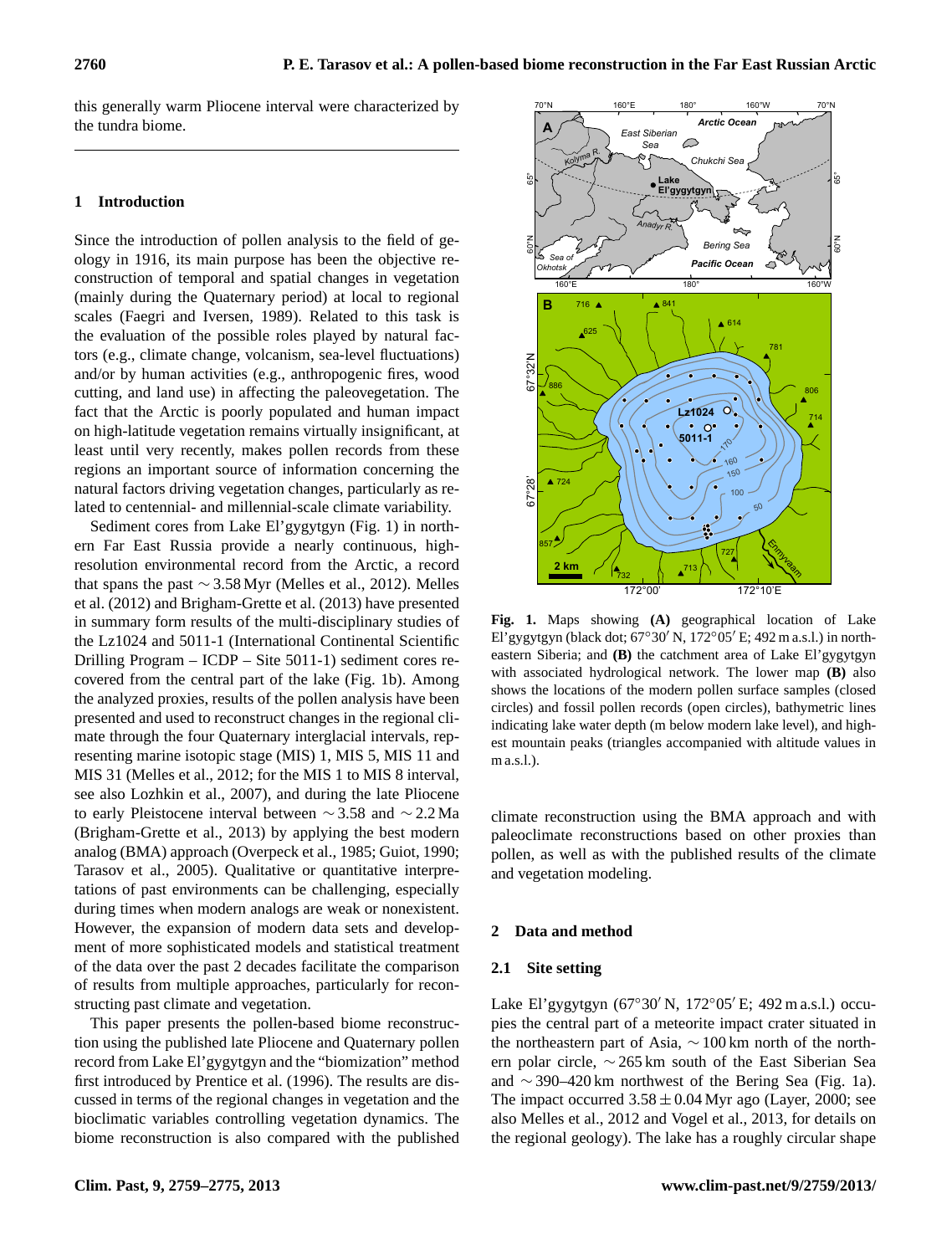this generally warm Pliocene interval were characterized by the tundra biome.

## 1 Introduction

Since the introduction of pollen analysis to the field of geology in 1916, its main purpose has been the objective reconstruction of temporal and spatial changes in vegetation (mainly during the Quaternary period) at local to regional scales (Faegri and Iversen, 1989). Related to this task is the evaluation of the possible roles played by natural factors (e.g., climate change, volcanism, sea-level fluctuations) and/or by human activities (e.g., anthropogenic fires, wood cutting, and land use) in affecting the paleovegetation. The fact that the Arctic is poorly populated and human impact on high-latitude vegetation remains virtually insignificant, at least until very recently, makes pollen records from these regions an important source of information concerning the natural factors driving vegetation changes, particularly as related to centennial- and millennial-scale climate variability.

Sediment cores from Lake El'gygytgyn (Fig. 1) in northern Far East Russia provide a nearly continuous, high-resolution environmental record from the Arctic, a record that spans the past ∼ 3.58 Myr (Melles et al., 2012). Melles et al. (2012) and Brigham-Grette et al. (2013) have presented in summary form results of the multi-disciplinary studies of the Lz1024 and 5011-1 (International Continental Scientific Drilling Program – ICDP – Site 5011-1) sediment cores recovered from the central part of the lake (Fig. 1b). Among the analyzed proxies, results of the pollen analysis have been presented and used to reconstruct changes in the regional climate through the four Quaternary interglacial intervals, representing marine isotopic stage (MIS) 1, MIS 5, MIS 11 and MIS 31 (Melles et al., 2012; for the MIS 1 to MIS 8 interval, see also Lozhkin et al., 2007), and during the late Pliocene to early Pleistocene interval between ∼ 3.58 and ∼ 2.2 Ma (Brigham-Grette et al., 2013) by applying the best modern analog (BMA) approach (Overpeck et al., 1985; Guiot, 1990; Tarasov et al., 2005). Qualitative or quantitative interpretations of past environments can be challenging, especially during times when modern analogs are weak or nonexistent. However, the expansion of modern data sets and development of more sophisticated models and statistical treatment of the data over the past 2 decades facilitate the comparison of results from multiple approaches, particularly for reconstructing past climate and vegetation.

This paper presents the pollen-based biome reconstruction using the published late Pliocene and Quaternary pollen record from Lake El'gygytgyn and the "biomization" method first introduced by Prentice et al. (1996). The results are discussed in terms of the regional changes in vegetation and the bioclimatic variables controlling vegetation dynamics. The biome reconstruction is also compared with the published climate reconstruction using the BMA approach and with paleoclimate reconstructions based on other proxies than pollen, as well as with the published results of the climate and vegetation modeling.

**Fig. 1.** Maps showing **(A)** geographical location of Lake El'gygytgyn (black dot; 67°30′ N, 172°05′ E; 492 m a.s.l.) in northeastern Siberia; and **(B)** the catchment area of Lake El'gygytgyn with associated hydrological network. The lower map **(B)** also shows the locations of the modern pollen surface samples (closed circles) and fossil pollen records (open circles), bathymetric lines indicating lake water depth (m below modern lake level), and highest mountain peaks (triangles accompanied with altitude values in m a.s.l.).

## 2 Data and method

### 2.1 Site setting

Lake El'gygytgyn (67°30′ N, 172°05′ E; 492 m a.s.l.) occupies the central part of a meteorite impact crater situated in the northeastern part of Asia, ∼ 100 km north of the northern polar circle, ∼ 265 km south of the East Siberian Sea and ∼ 390–420 km northwest of the Bering Sea (Fig. 1a). The impact occurred $3.58 \pm 0.04$ Myr ago (Layer, 2000; see also Melles et al., 2012 and Vogel et al., 2013, for details on the regional geology). The lake has a roughly circular shape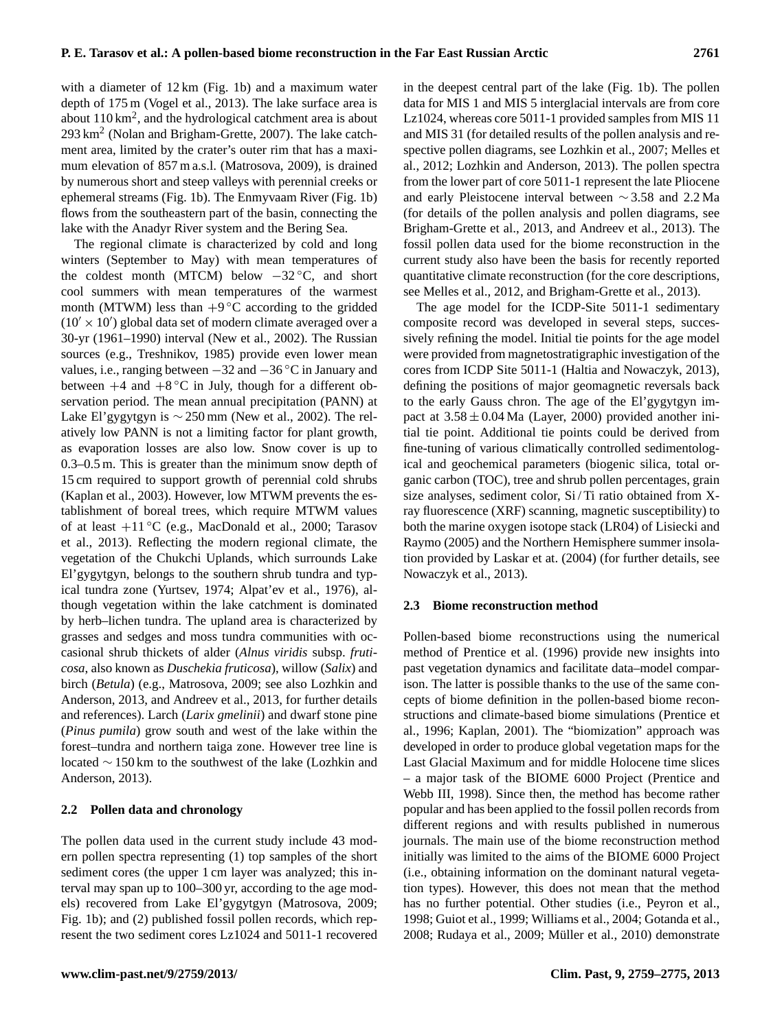with a diameter of 12 km (Fig. 1b) and a maximum water depth of 175 m (Vogel et al., 2013). The lake surface area is about 110 km$^2$, and the hydrological catchment area is about 293 km$^2$ (Nolan and Brigham-Grette, 2007). The lake catchment area, limited by the crater's outer rim that has a maximum elevation of 857 m a.s.l. (Matrosova, 2009), is drained by numerous short and steep valleys with perennial creeks or ephemeral streams (Fig. 1b). The Enmyvaam River (Fig. 1b) flows from the southeastern part of the basin, connecting the lake with the Anadyr River system and the Bering Sea.

The regional climate is characterized by cold and long winters (September to May) with mean temperatures of the coldest month (MTCM) below $-32\,^{\circ}$C, and short cool summers with mean temperatures of the warmest month (MTWM) less than $+9\,^{\circ}$C according to the gridded ($10' \times 10'$) global data set of modern climate averaged over a 30-yr (1961–1990) interval (New et al., 2002). The Russian sources (e.g., Treshnikov, 1985) provide even lower mean values, i.e., ranging between $-32$ and $-36\,^{\circ}$C in January and between $+4$ and $+8\,^{\circ}$C in July, though for a different observation period. The mean annual precipitation (PANN) at Lake El'gygytgyn is $\sim 250$ mm (New et al., 2002). The relatively low PANN is not a limiting factor for plant growth, as evaporation losses are also low. Snow cover is up to 0.3–0.5 m. This is greater than the minimum snow depth of 15 cm required to support growth of perennial cold shrubs (Kaplan et al., 2003). However, low MTWM prevents the establishment of boreal trees, which require MTWM values of at least $+11\,^{\circ}$C (e.g., MacDonald et al., 2000; Tarasov et al., 2013). Reflecting the modern regional climate, the vegetation of the Chukchi Uplands, which surrounds Lake El'gygytgyn, belongs to the southern shrub tundra and typical tundra zone (Yurtsev, 1974; Alpat'ev et al., 1976), although vegetation within the lake catchment is dominated by herb–lichen tundra. The upland area is characterized by grasses and sedges and moss tundra communities with occasional shrub thickets of alder (*Alnus viridis* subsp. *fruticosa*, also known as *Duschekia fruticosa*), willow (*Salix*) and birch (*Betula*) (e.g., Matrosova, 2009; see also Lozhkin and Anderson, 2013, and Andreev et al., 2013, for further details and references). Larch (*Larix gmelinii*) and dwarf stone pine (*Pinus pumila*) grow south and west of the lake within the forest–tundra and northern taiga zone. However tree line is located $\sim 150$ km to the southwest of the lake (Lozhkin and Anderson, 2013).

### 2.2 Pollen data and chronology

The pollen data used in the current study include 43 modern pollen spectra representing (1) top samples of the short sediment cores (the upper 1 cm layer was analyzed; this interval may span up to 100–300 yr, according to the age models) recovered from Lake El'gygytgyn (Matrosova, 2009; Fig. 1b); and (2) published fossil pollen records, which represent the two sediment cores Lz1024 and 5011-1 recovered in the deepest central part of the lake (Fig. 1b). The pollen data for MIS 1 and MIS 5 interglacial intervals are from core Lz1024, whereas core 5011-1 provided samples from MIS 11 and MIS 31 (for detailed results of the pollen analysis and respective pollen diagrams, see Lozhkin et al., 2007; Melles et al., 2012; Lozhkin and Anderson, 2013). The pollen spectra from the lower part of core 5011-1 represent the late Pliocene and early Pleistocene interval between $\sim 3.58$ and 2.2 Ma (for details of the pollen analysis and pollen diagrams, see Brigham-Grette et al., 2013, and Andreev et al., 2013). The fossil pollen data used for the biome reconstruction in the current study also have been the basis for recently reported quantitative climate reconstruction (for the core descriptions, see Melles et al., 2012, and Brigham-Grette et al., 2013).

The age model for the ICDP-Site 5011-1 sedimentary composite record was developed in several steps, successively refining the model. Initial tie points for the age model were provided from magnetostratigraphic investigation of the cores from ICDP Site 5011-1 (Haltia and Nowaczyk, 2013), defining the positions of major geomagnetic reversals back to the early Gauss chron. The age of the El'gygytgyn impact at $3.58 \pm 0.04$ Ma (Layer, 2000) provided another initial tie point. Additional tie points could be derived from fine-tuning of various climatically controlled sedimentological and geochemical parameters (biogenic silica, total organic carbon (TOC), tree and shrub pollen percentages, grain size analyses, sediment color, Si / Ti ratio obtained from X-ray fluorescence (XRF) scanning, magnetic susceptibility) to both the marine oxygen isotope stack (LR04) of Lisiecki and Raymo (2005) and the Northern Hemisphere summer insolation provided by Laskar et al. (2004) (for further details, see Nowaczyk et al., 2013).

### 2.3 Biome reconstruction method

Pollen-based biome reconstructions using the numerical method of Prentice et al. (1996) provide new insights into past vegetation dynamics and facilitate data–model comparison. The latter is possible thanks to the use of the same concepts of biome definition in the pollen-based biome reconstructions and climate-based biome simulations (Prentice et al., 1996; Kaplan, 2001). The "biomization" approach was developed in order to produce global vegetation maps for the Last Glacial Maximum and for middle Holocene time slices – a major task of the BIOME 6000 Project (Prentice and Webb III, 1998). Since then, the method has become rather popular and has been applied to the fossil pollen records from different regions and with results published in numerous journals. The main use of the biome reconstruction method initially was limited to the aims of the BIOME 6000 Project (i.e., obtaining information on the dominant natural vegetation types). However, this does not mean that the method has no further potential. Other studies (i.e., Peyron et al., 1998; Guiot et al., 1999; Williams et al., 2004; Gotanda et al., 2008; Rudaya et al., 2009; Müller et al., 2010) demonstrate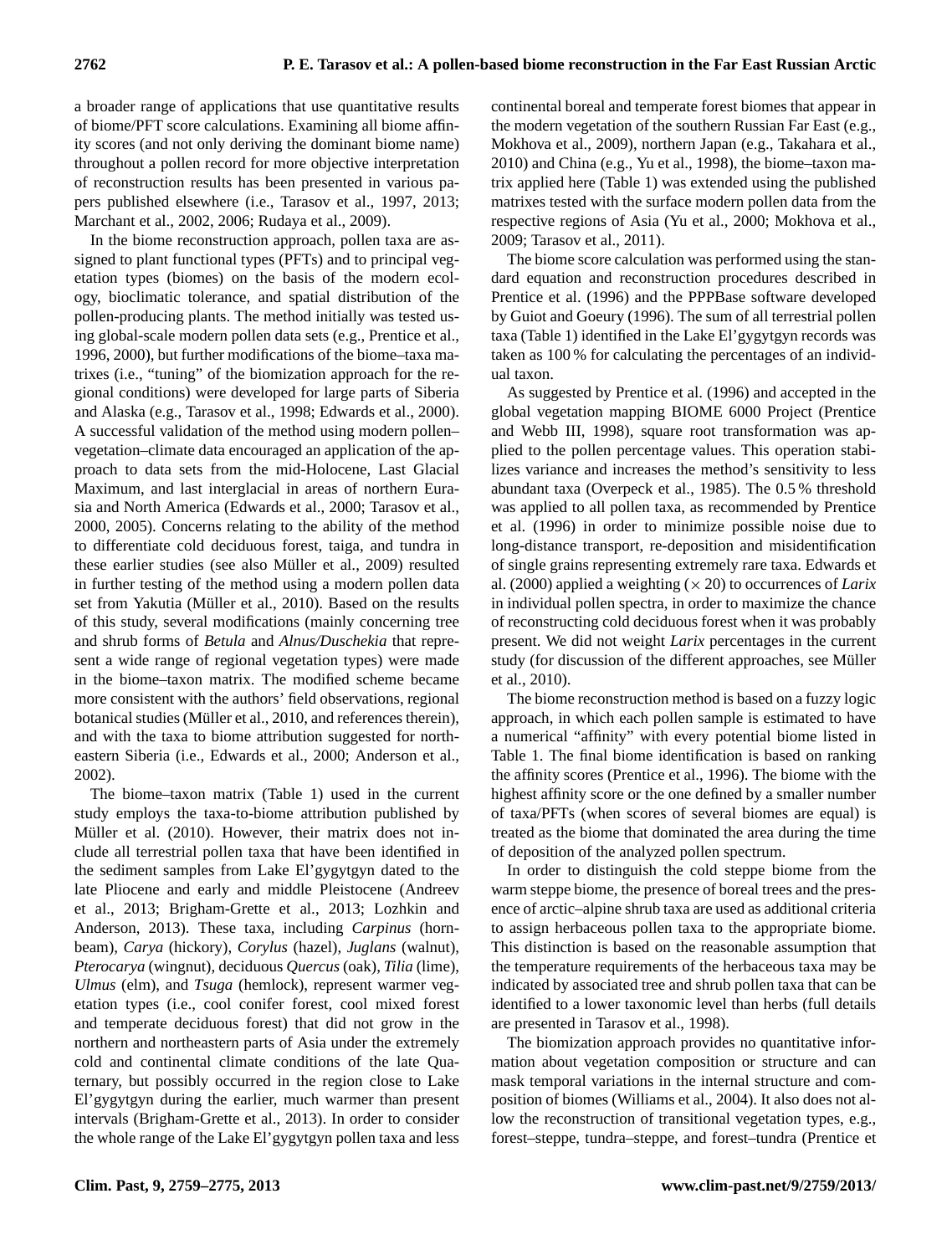a broader range of applications that use quantitative results of biome/PFT score calculations. Examining all biome affinity scores (and not only deriving the dominant biome name) throughout a pollen record for more objective interpretation of reconstruction results has been presented in various papers published elsewhere (i.e., Tarasov et al., 1997, 2013; Marchant et al., 2002, 2006; Rudaya et al., 2009).

In the biome reconstruction approach, pollen taxa are assigned to plant functional types (PFTs) and to principal vegetation types (biomes) on the basis of the modern ecology, bioclimatic tolerance, and spatial distribution of the pollen-producing plants. The method initially was tested using global-scale modern pollen data sets (e.g., Prentice et al., 1996, 2000), but further modifications of the biome–taxa matrixes (i.e., "tuning" of the biomization approach for the regional conditions) were developed for large parts of Siberia and Alaska (e.g., Tarasov et al., 1998; Edwards et al., 2000). A successful validation of the method using modern pollen–vegetation–climate data encouraged an application of the approach to data sets from the mid-Holocene, Last Glacial Maximum, and last interglacial in areas of northern Eurasia and North America (Edwards et al., 2000; Tarasov et al., 2000, 2005). Concerns relating to the ability of the method to differentiate cold deciduous forest, taiga, and tundra in these earlier studies (see also Müller et al., 2009) resulted in further testing of the method using a modern pollen data set from Yakutia (Müller et al., 2010). Based on the results of this study, several modifications (mainly concerning tree and shrub forms of *Betula* and *Alnus/Duschekia* that represent a wide range of regional vegetation types) were made in the biome–taxon matrix. The modified scheme became more consistent with the authors' field observations, regional botanical studies (Müller et al., 2010, and references therein), and with the taxa to biome attribution suggested for northeastern Siberia (i.e., Edwards et al., 2000; Anderson et al., 2002).

The biome–taxon matrix (Table 1) used in the current study employs the taxa-to-biome attribution published by Müller et al. (2010). However, their matrix does not include all terrestrial pollen taxa that have been identified in the sediment samples from Lake El'gygytgyn dated to the late Pliocene and early and middle Pleistocene (Andreev et al., 2013; Brigham-Grette et al., 2013; Lozhkin and Anderson, 2013). These taxa, including *Carpinus* (hornbeam), *Carya* (hickory), *Corylus* (hazel), *Juglans* (walnut), *Pterocarya* (wingnut), deciduous *Quercus* (oak), *Tilia* (lime), *Ulmus* (elm), and *Tsuga* (hemlock), represent warmer vegetation types (i.e., cool conifer forest, cool mixed forest and temperate deciduous forest) that did not grow in the northern and northeastern parts of Asia under the extremely cold and continental climate conditions of the late Quaternary, but possibly occurred in the region close to Lake El'gygytgyn during the earlier, much warmer than present intervals (Brigham-Grette et al., 2013). In order to consider the whole range of the Lake El'gygytgyn pollen taxa and less continental boreal and temperate forest biomes that appear in the modern vegetation of the southern Russian Far East (e.g., Mokhova et al., 2009), northern Japan (e.g., Takahara et al., 2010) and China (e.g., Yu et al., 1998), the biome–taxon matrix applied here (Table 1) was extended using the published matrixes tested with the surface modern pollen data from the respective regions of Asia (Yu et al., 2000; Mokhova et al., 2009; Tarasov et al., 2011).

The biome score calculation was performed using the standard equation and reconstruction procedures described in Prentice et al. (1996) and the PPPBase software developed by Guiot and Goeury (1996). The sum of all terrestrial pollen taxa (Table 1) identified in the Lake El'gygytgyn records was taken as 100 % for calculating the percentages of an individual taxon.

As suggested by Prentice et al. (1996) and accepted in the global vegetation mapping BIOME 6000 Project (Prentice and Webb III, 1998), square root transformation was applied to the pollen percentage values. This operation stabilizes variance and increases the method's sensitivity to less abundant taxa (Overpeck et al., 1985). The 0.5 % threshold was applied to all pollen taxa, as recommended by Prentice et al. (1996) in order to minimize possible noise due to long-distance transport, re-deposition and misidentification of single grains representing extremely rare taxa. Edwards et al. (2000) applied a weighting ($\times$ 20) to occurrences of *Larix* in individual pollen spectra, in order to maximize the chance of reconstructing cold deciduous forest when it was probably present. We did not weight *Larix* percentages in the current study (for discussion of the different approaches, see Müller et al., 2010).

The biome reconstruction method is based on a fuzzy logic approach, in which each pollen sample is estimated to have a numerical "affinity" with every potential biome listed in Table 1. The final biome identification is based on ranking the affinity scores (Prentice et al., 1996). The biome with the highest affinity score or the one defined by a smaller number of taxa/PFTs (when scores of several biomes are equal) is treated as the biome that dominated the area during the time of deposition of the analyzed pollen spectrum.

In order to distinguish the cold steppe biome from the warm steppe biome, the presence of boreal trees and the presence of arctic–alpine shrub taxa are used as additional criteria to assign herbaceous pollen taxa to the appropriate biome. This distinction is based on the reasonable assumption that the temperature requirements of the herbaceous taxa may be indicated by associated tree and shrub pollen taxa that can be identified to a lower taxonomic level than herbs (full details are presented in Tarasov et al., 1998).

The biomization approach provides no quantitative information about vegetation composition or structure and can mask temporal variations in the internal structure and composition of biomes (Williams et al., 2004). It also does not allow the reconstruction of transitional vegetation types, e.g., forest–steppe, tundra–steppe, and forest–tundra (Prentice et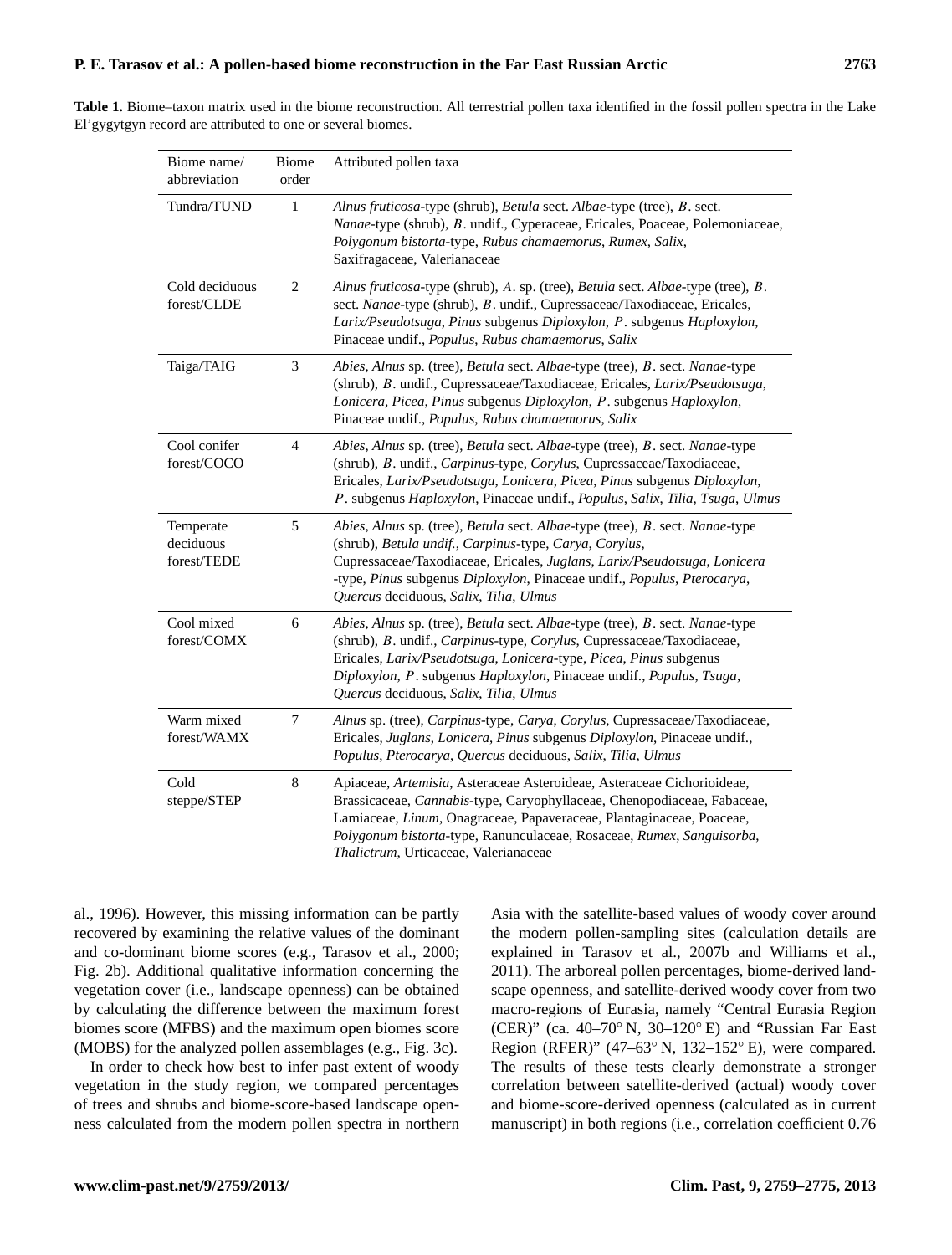**Table 1.** Biome–taxon matrix used in the biome reconstruction. All terrestrial pollen taxa identified in the fossil pollen spectra in the Lake El'gygytgyn record are attributed to one or several biomes.

| Biome name/ abbreviation | Biome order | Attributed pollen taxa |
|---|---|---|
| Tundra/TUND | 1 | *Alnus fruticosa*-type (shrub), *Betula* sect. *Albae*-type (tree), *B*. sect. *Nanae*-type (shrub), *B*. undif., Cyperaceae, Ericales, Poaceae, Polemoniaceae, *Polygonum bistorta*-type, *Rubus chamaemorus*, *Rumex*, *Salix*, Saxifragaceae, Valerianaceae |
| Cold deciduous forest/CLDE | 2 | *Alnus fruticosa*-type (shrub), *A*. sp. (tree), *Betula* sect. *Albae*-type (tree), *B*. sect. *Nanae*-type (shrub), *B*. undif., Cupressaceae/Taxodiaceae, Ericales, *Larix/Pseudotsuga*, *Pinus* subgenus *Diploxylon*, *P*. subgenus *Haploxylon*, Pinaceae undif., *Populus*, *Rubus chamaemorus*, *Salix* |
| Taiga/TAIG | 3 | *Abies*, *Alnus* sp. (tree), *Betula* sect. *Albae*-type (tree), *B*. sect. *Nanae*-type (shrub), *B*. undif., Cupressaceae/Taxodiaceae, Ericales, *Larix/Pseudotsuga*, *Lonicera*, *Picea*, *Pinus* subgenus *Diploxylon*, *P*. subgenus *Haploxylon*, Pinaceae undif., *Populus*, *Rubus chamaemorus*, *Salix* |
| Cool conifer forest/COCO | 4 | *Abies*, *Alnus* sp. (tree), *Betula* sect. *Albae*-type (tree), *B*. sect. *Nanae*-type (shrub), *B*. undif., *Carpinus*-type, *Corylus*, Cupressaceae/Taxodiaceae, Ericales, *Larix/Pseudotsuga*, *Lonicera*, *Picea*, *Pinus* subgenus *Diploxylon*, *P*. subgenus *Haploxylon*, Pinaceae undif., *Populus*, *Salix*, *Tilia*, *Tsuga*, *Ulmus* |
| Temperate deciduous forest/TEDE | 5 | *Abies*, *Alnus* sp. (tree), *Betula* sect. *Albae*-type (tree), *B*. sect. *Nanae*-type (shrub), *Betula undif.*, *Carpinus*-type, *Carya*, *Corylus*, Cupressaceae/Taxodiaceae, Ericales, *Juglans*, *Larix/Pseudotsuga*, *Lonicera* -type, *Pinus* subgenus *Diploxylon*, Pinaceae undif., *Populus*, *Pterocarya*, *Quercus* deciduous, *Salix*, *Tilia*, *Ulmus* |
| Cool mixed forest/COMX | 6 | *Abies*, *Alnus* sp. (tree), *Betula* sect. *Albae*-type (tree), *B*. sect. *Nanae*-type (shrub), *B*. undif., *Carpinus*-type, *Corylus*, Cupressaceae/Taxodiaceae, Ericales, *Larix/Pseudotsuga*, *Lonicera*-type, *Picea*, *Pinus* subgenus *Diploxylon*, *P*. subgenus *Haploxylon*, Pinaceae undif., *Populus*, *Tsuga*, *Quercus* deciduous, *Salix*, *Tilia*, *Ulmus* |
| Warm mixed forest/WAMX | 7 | *Alnus* sp. (tree), *Carpinus*-type, *Carya*, *Corylus*, Cupressaceae/Taxodiaceae, Ericales, *Juglans*, *Lonicera*, *Pinus* subgenus *Diploxylon*, Pinaceae undif., *Populus*, *Pterocarya*, *Quercus* deciduous, *Salix*, *Tilia*, *Ulmus* |
| Cold steppe/STEP | 8 | Apiaceae, *Artemisia*, Asteraceae Asteroideae, Asteraceae Cichorioideae, Brassicaceae, *Cannabis*-type, Caryophyllaceae, Chenopodiaceae, Fabaceae, Lamiaceae, *Linum*, Onagraceae, Papaveraceae, Plantaginaceae, Poaceae, *Polygonum bistorta*-type, Ranunculaceae, Rosaceae, *Rumex*, *Sanguisorba*, *Thalictrum*, Urticaceae, Valerianaceae |

al., 1996). However, this missing information can be partly recovered by examining the relative values of the dominant and co-dominant biome scores (e.g., Tarasov et al., 2000; Fig. 2b). Additional qualitative information concerning the vegetation cover (i.e., landscape openness) can be obtained by calculating the difference between the maximum forest biomes score (MFBS) and the maximum open biomes score (MOBS) for the analyzed pollen assemblages (e.g., Fig. 3c).

In order to check how best to infer past extent of woody vegetation in the study region, we compared percentages of trees and shrubs and biome-score-based landscape openness calculated from the modern pollen spectra in northern Asia with the satellite-based values of woody cover around the modern pollen-sampling sites (calculation details are explained in Tarasov et al., 2007b and Williams et al., 2011). The arboreal pollen percentages, biome-derived landscape openness, and satellite-derived woody cover from two macro-regions of Eurasia, namely "Central Eurasia Region (CER)" (ca. 40–70° N, 30–120° E) and "Russian Far East Region (RFER)" (47–63° N, 132–152° E), were compared. The results of these tests clearly demonstrate a stronger correlation between satellite-derived (actual) woody cover and biome-score-derived openness (calculated as in current manuscript) in both regions (i.e., correlation coefficient 0.76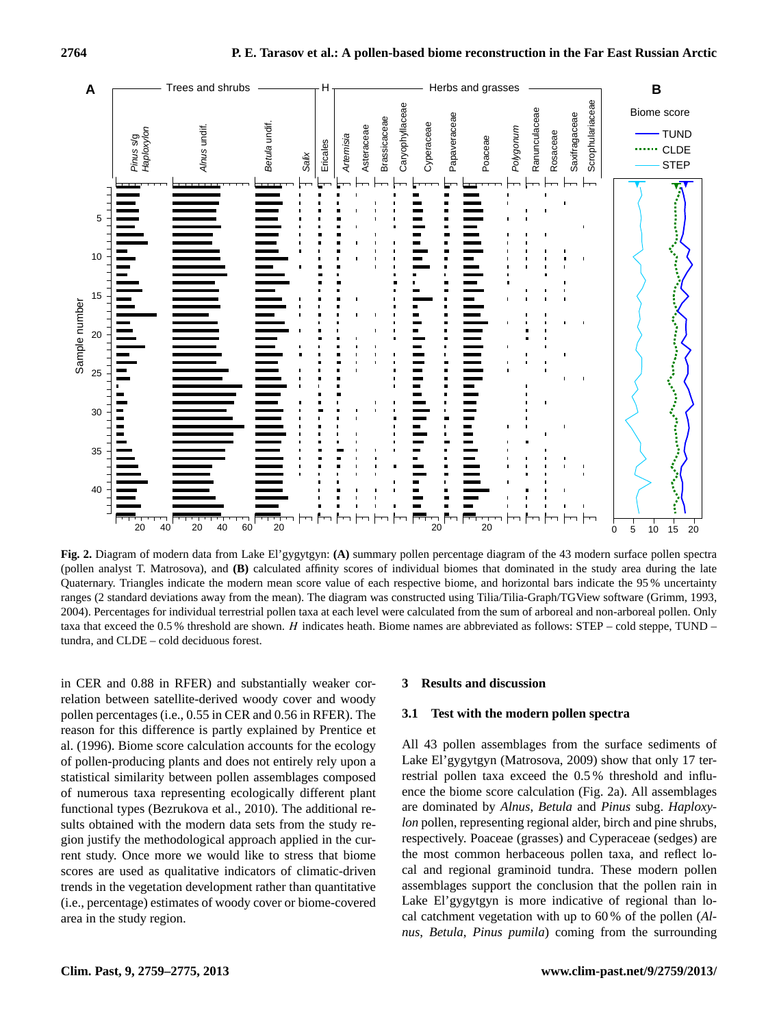**Fig. 2.** Diagram of modern data from Lake El'gygytgyn: **(A)** summary pollen percentage diagram of the 43 modern surface pollen spectra (pollen analyst T. Matrosova), and **(B)** calculated affinity scores of individual biomes that dominated in the study area during the late Quaternary. Triangles indicate the modern mean score value of each respective biome, and horizontal bars indicate the 95 % uncertainty ranges (2 standard deviations away from the mean). The diagram was constructed using Tilia/Tilia-Graph/TGView software (Grimm, 1993, 2004). Percentages for individual terrestrial pollen taxa at each level were calculated from the sum of arboreal and non-arboreal pollen. Only taxa that exceed the 0.5 % threshold are shown. *H* indicates heath. Biome names are abbreviated as follows: STEP – cold steppe, TUND – tundra, and CLDE – cold deciduous forest.

in CER and 0.88 in RFER) and substantially weaker correlation between satellite-derived woody cover and woody pollen percentages (i.e., 0.55 in CER and 0.56 in RFER). The reason for this difference is partly explained by Prentice et al. (1996). Biome score calculation accounts for the ecology of pollen-producing plants and does not entirely rely upon a statistical similarity between pollen assemblages composed of numerous taxa representing ecologically different plant functional types (Bezrukova et al., 2010). The additional results obtained with the modern data sets from the study region justify the methodological approach applied in the current study. Once more we would like to stress that biome scores are used as qualitative indicators of climatic-driven trends in the vegetation development rather than quantitative (i.e., percentage) estimates of woody cover or biome-covered area in the study region.

## 3 Results and discussion

### 3.1 Test with the modern pollen spectra

All 43 pollen assemblages from the surface sediments of Lake El'gygytgyn (Matrosova, 2009) show that only 17 terrestrial pollen taxa exceed the 0.5 % threshold and influence the biome score calculation (Fig. 2a). All assemblages are dominated by *Alnus*, *Betula* and *Pinus* subg. *Haploxylon* pollen, representing regional alder, birch and pine shrubs, respectively. Poaceae (grasses) and Cyperaceae (sedges) are the most common herbaceous pollen taxa, and reflect local and regional graminoid tundra. These modern pollen assemblages support the conclusion that the pollen rain in Lake El'gygytgyn is more indicative of regional than local catchment vegetation with up to 60 % of the pollen (*Alnus*, *Betula*, *Pinus pumila*) coming from the surrounding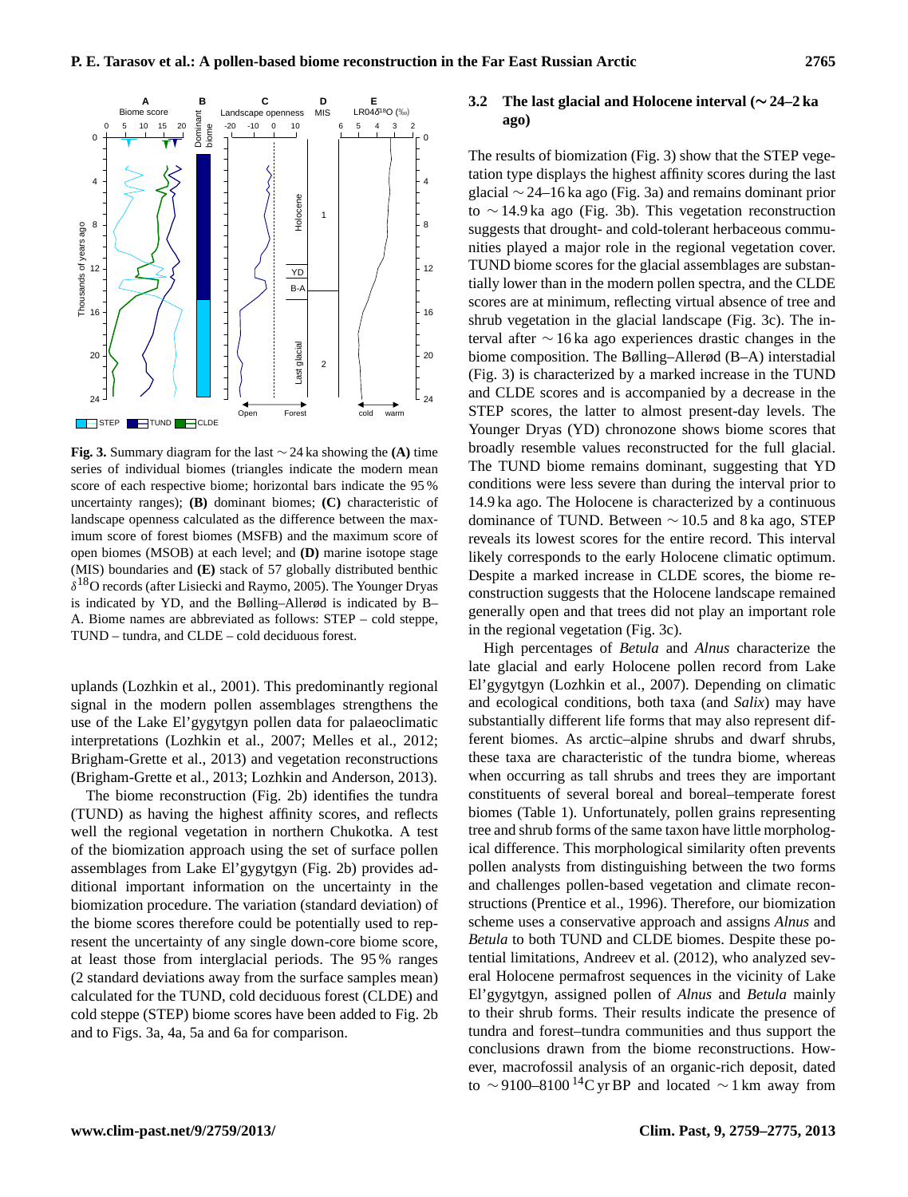**Fig. 3.** Summary diagram for the last ∼ 24 ka showing the **(A)** time series of individual biomes (triangles indicate the modern mean score of each respective biome; horizontal bars indicate the 95 % uncertainty ranges); **(B)** dominant biomes; **(C)** characteristic of landscape openness calculated as the difference between the maximum score of forest biomes (MSFB) and the maximum score of open biomes (MSOB) at each level; and **(D)** marine isotope stage (MIS) boundaries and **(E)** stack of 57 globally distributed benthic $\delta^{18}$O records (after Lisiecki and Raymo, 2005). The Younger Dryas is indicated by YD, and the Bølling–Allerød is indicated by B–A. Biome names are abbreviated as follows: STEP – cold steppe, TUND – tundra, and CLDE – cold deciduous forest.

uplands (Lozhkin et al., 2001). This predominantly regional signal in the modern pollen assemblages strengthens the use of the Lake El'gygytgyn pollen data for palaeoclimatic interpretations (Lozhkin et al., 2007; Melles et al., 2012; Brigham-Grette et al., 2013) and vegetation reconstructions (Brigham-Grette et al., 2013; Lozhkin and Anderson, 2013).

The biome reconstruction (Fig. 2b) identifies the tundra (TUND) as having the highest affinity scores, and reflects well the regional vegetation in northern Chukotka. A test of the biomization approach using the set of surface pollen assemblages from Lake El'gygytgyn (Fig. 2b) provides additional important information on the uncertainty in the biomization procedure. The variation (standard deviation) of the biome scores therefore could be potentially used to represent the uncertainty of any single down-core biome score, at least those from interglacial periods. The 95 % ranges (2 standard deviations away from the surface samples mean) calculated for the TUND, cold deciduous forest (CLDE) and cold steppe (STEP) biome scores have been added to Fig. 2b and to Figs. 3a, 4a, 5a and 6a for comparison.

### 3.2 The last glacial and Holocene interval (∼ 24–2 ka ago)

The results of biomization (Fig. 3) show that the STEP vegetation type displays the highest affinity scores during the last glacial ∼ 24–16 ka ago (Fig. 3a) and remains dominant prior to ∼ 14.9 ka ago (Fig. 3b). This vegetation reconstruction suggests that drought- and cold-tolerant herbaceous communities played a major role in the regional vegetation cover. TUND biome scores for the glacial assemblages are substantially lower than in the modern pollen spectra, and the CLDE scores are at minimum, reflecting virtual absence of tree and shrub vegetation in the glacial landscape (Fig. 3c). The interval after ∼ 16 ka ago experiences drastic changes in the biome composition. The Bølling–Allerød (B–A) interstadial (Fig. 3) is characterized by a marked increase in the TUND and CLDE scores and is accompanied by a decrease in the STEP scores, the latter to almost present-day levels. The Younger Dryas (YD) chronozone shows biome scores that broadly resemble values reconstructed for the full glacial. The TUND biome remains dominant, suggesting that YD conditions were less severe than during the interval prior to 14.9 ka ago. The Holocene is characterized by a continuous dominance of TUND. Between ∼ 10.5 and 8 ka ago, STEP reveals its lowest scores for the entire record. This interval likely corresponds to the early Holocene climatic optimum. Despite a marked increase in CLDE scores, the biome reconstruction suggests that the Holocene landscape remained generally open and that trees did not play an important role in the regional vegetation (Fig. 3c).

High percentages of *Betula* and *Alnus* characterize the late glacial and early Holocene pollen record from Lake El'gygytgyn (Lozhkin et al., 2007). Depending on climatic and ecological conditions, both taxa (and *Salix*) may have substantially different life forms that may also represent different biomes. As arctic–alpine shrubs and dwarf shrubs, these taxa are characteristic of the tundra biome, whereas when occurring as tall shrubs and trees they are important constituents of several boreal and boreal–temperate forest biomes (Table 1). Unfortunately, pollen grains representing tree and shrub forms of the same taxon have little morphological difference. This morphological similarity often prevents pollen analysts from distinguishing between the two forms and challenges pollen-based vegetation and climate reconstructions (Prentice et al., 1996). Therefore, our biomization scheme uses a conservative approach and assigns *Alnus* and *Betula* to both TUND and CLDE biomes. Despite these potential limitations, Andreev et al. (2012), who analyzed several Holocene permafrost sequences in the vicinity of Lake El'gygytgyn, assigned pollen of *Alnus* and *Betula* mainly to their shrub forms. Their results indicate the presence of tundra and forest–tundra communities and thus support the conclusions drawn from the biome reconstructions. However, macrofossil analysis of an organic-rich deposit, dated to ∼ 9100–8100 $^{14}$C yr BP and located ∼ 1 km away from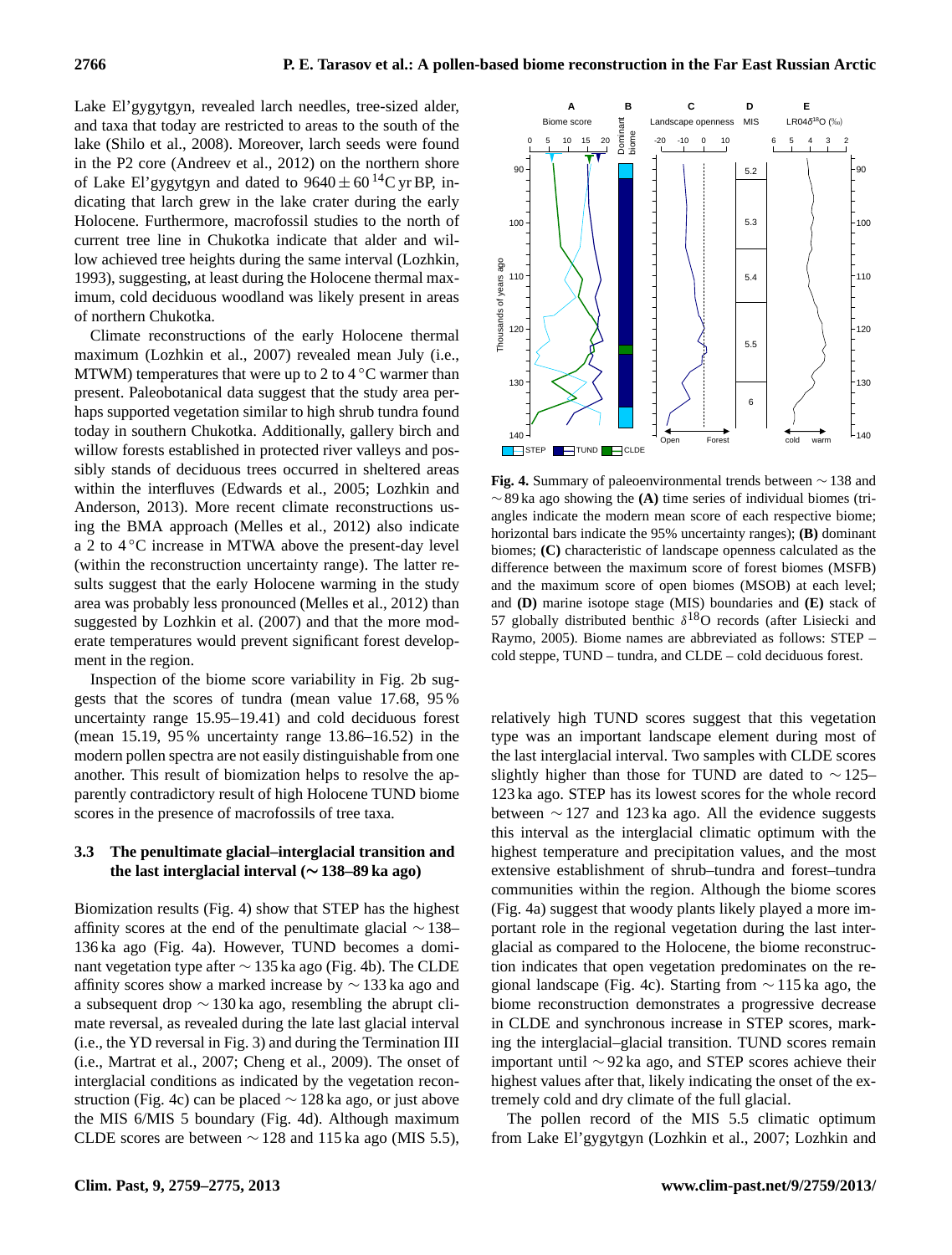Lake El'gygytgyn, revealed larch needles, tree-sized alder, and taxa that today are restricted to areas to the south of the lake (Shilo et al., 2008). Moreover, larch seeds were found in the P2 core (Andreev et al., 2012) on the northern shore of Lake El'gygytgyn and dated to $9640 \pm 60$ $^{14}$C yr BP, indicating that larch grew in the lake crater during the early Holocene. Furthermore, macrofossil studies to the north of current tree line in Chukotka indicate that alder and willow achieved tree heights during the same interval (Lozhkin, 1993), suggesting, at least during the Holocene thermal maximum, cold deciduous woodland was likely present in areas of northern Chukotka.

Climate reconstructions of the early Holocene thermal maximum (Lozhkin et al., 2007) revealed mean July (i.e., MTWM) temperatures that were up to 2 to 4 °C warmer than present. Paleobotanical data suggest that the study area perhaps supported vegetation similar to high shrub tundra found today in southern Chukotka. Additionally, gallery birch and willow forests established in protected river valleys and possibly stands of deciduous trees occurred in sheltered areas within the interfluves (Edwards et al., 2005; Lozhkin and Anderson, 2013). More recent climate reconstructions using the BMA approach (Melles et al., 2012) also indicate a 2 to 4 °C increase in MTWA above the present-day level (within the reconstruction uncertainty range). The latter results suggest that the early Holocene warming in the study area was probably less pronounced (Melles et al., 2012) than suggested by Lozhkin et al. (2007) and that the more moderate temperatures would prevent significant forest development in the region.

Inspection of the biome score variability in Fig. 2b suggests that the scores of tundra (mean value 17.68, 95 % uncertainty range 15.95–19.41) and cold deciduous forest (mean 15.19, 95 % uncertainty range 13.86–16.52) in the modern pollen spectra are not easily distinguishable from one another. This result of biomization helps to resolve the apparently contradictory result of high Holocene TUND biome scores in the presence of macrofossils of tree taxa.

### 3.3 The penultimate glacial–interglacial transition and the last interglacial interval (∼ 138–89 ka ago)

Biomization results (Fig. 4) show that STEP has the highest affinity scores at the end of the penultimate glacial ∼ 138–136 ka ago (Fig. 4a). However, TUND becomes a dominant vegetation type after ∼ 135 ka ago (Fig. 4b). The CLDE affinity scores show a marked increase by ∼ 133 ka ago and a subsequent drop ∼ 130 ka ago, resembling the abrupt climate reversal, as revealed during the late last glacial interval (i.e., the YD reversal in Fig. 3) and during the Termination III (i.e., Martrat et al., 2007; Cheng et al., 2009). The onset of interglacial conditions as indicated by the vegetation reconstruction (Fig. 4c) can be placed ∼ 128 ka ago, or just above the MIS 6/MIS 5 boundary (Fig. 4d). Although maximum CLDE scores are between ∼ 128 and 115 ka ago (MIS 5.5), relatively high TUND scores suggest that this vegetation type was an important landscape element during most of the last interglacial interval. Two samples with CLDE scores slightly higher than those for TUND are dated to ∼ 125–123 ka ago. STEP has its lowest scores for the whole record between ∼ 127 and 123 ka ago. All the evidence suggests this interval as the interglacial climatic optimum with the highest temperature and precipitation values, and the most extensive establishment of shrub–tundra and forest–tundra communities within the region. Although the biome scores (Fig. 4a) suggest that woody plants likely played a more important role in the regional vegetation during the last interglacial as compared to the Holocene, the biome reconstruction indicates that open vegetation predominates on the regional landscape (Fig. 4c). Starting from ∼ 115 ka ago, the biome reconstruction demonstrates a progressive decrease in CLDE and synchronous increase in STEP scores, marking the interglacial–glacial transition. TUND scores remain important until ∼ 92 ka ago, and STEP scores achieve their highest values after that, likely indicating the onset of the extremely cold and dry climate of the full glacial.

**Fig. 4.** Summary of paleoenvironmental trends between ∼ 138 and ∼ 89 ka ago showing the **(A)** time series of individual biomes (triangles indicate the modern mean score of each respective biome; horizontal bars indicate the 95% uncertainty ranges); **(B)** dominant biomes; **(C)** characteristic of landscape openness calculated as the difference between the maximum score of forest biomes (MSFB) and the maximum score of open biomes (MSOB) at each level; and **(D)** marine isotope stage (MIS) boundaries and **(E)** stack of 57 globally distributed benthic $\delta^{18}$O records (after Lisiecki and Raymo, 2005). Biome names are abbreviated as follows: STEP – cold steppe, TUND – tundra, and CLDE – cold deciduous forest.

The pollen record of the MIS 5.5 climatic optimum from Lake El'gygytgyn (Lozhkin et al., 2007; Lozhkin and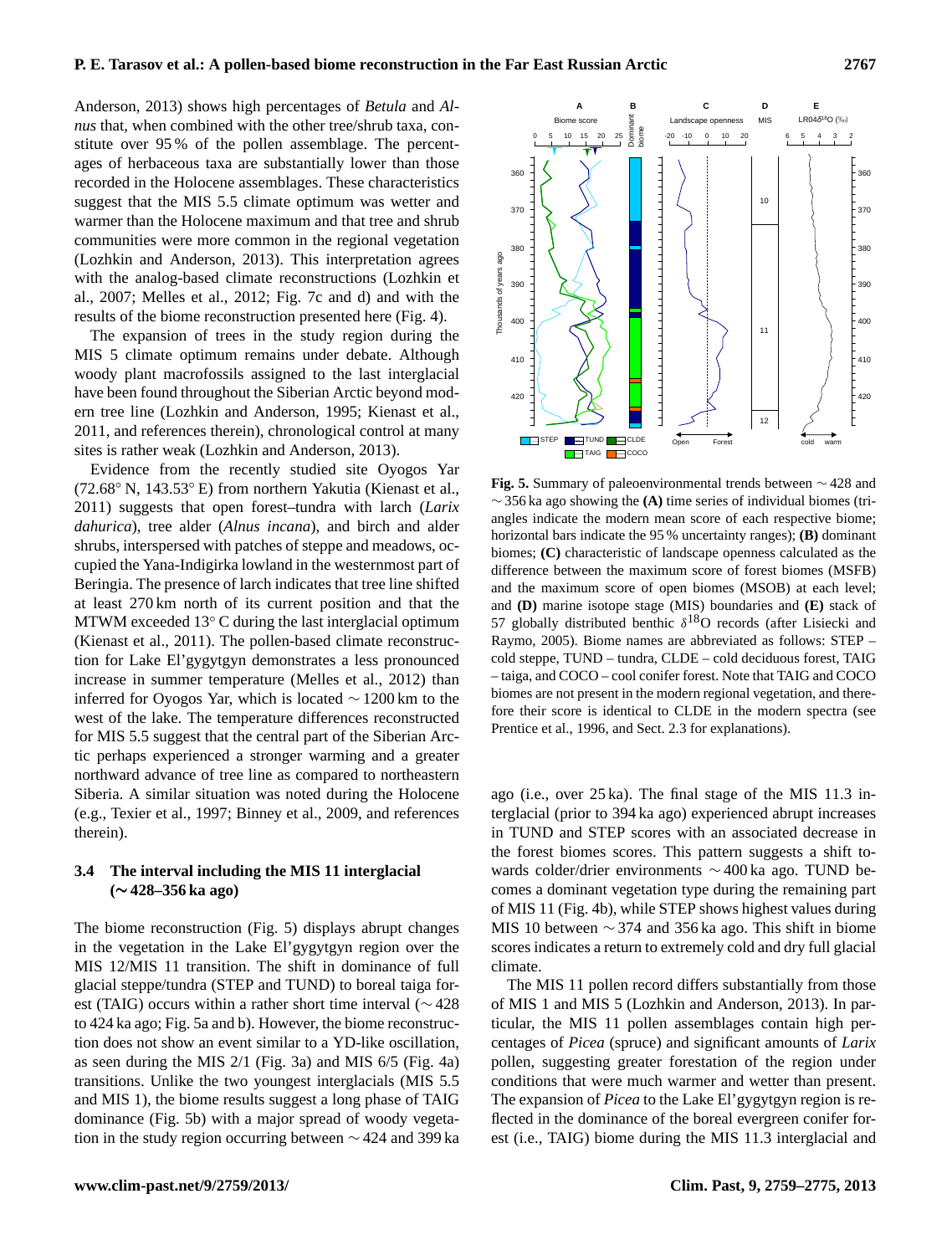Anderson, 2013) shows high percentages of *Betula* and *Alnus* that, when combined with the other tree/shrub taxa, constitute over 95 % of the pollen assemblage. The percentages of herbaceous taxa are substantially lower than those recorded in the Holocene assemblages. These characteristics suggest that the MIS 5.5 climate optimum was wetter and warmer than the Holocene maximum and that tree and shrub communities were more common in the regional vegetation (Lozhkin and Anderson, 2013). This interpretation agrees with the analog-based climate reconstructions (Lozhkin et al., 2007; Melles et al., 2012; Fig. 7c and d) and with the results of the biome reconstruction presented here (Fig. 4).

The expansion of trees in the study region during the MIS 5 climate optimum remains under debate. Although woody plant macrofossils assigned to the last interglacial have been found throughout the Siberian Arctic beyond modern tree line (Lozhkin and Anderson, 1995; Kienast et al., 2011, and references therein), chronological control at many sites is rather weak (Lozhkin and Anderson, 2013).

Evidence from the recently studied site Oyogos Yar (72.68° N, 143.53° E) from northern Yakutia (Kienast et al., 2011) suggests that open forest–tundra with larch (*Larix dahurica*), tree alder (*Alnus incana*), and birch and alder shrubs, interspersed with patches of steppe and meadows, occupied the Yana-Indigirka lowland in the westernmost part of Beringia. The presence of larch indicates that tree line shifted at least 270 km north of its current position and that the MTWM exceeded 13° C during the last interglacial optimum (Kienast et al., 2011). The pollen-based climate reconstruction for Lake El'gygytgyn demonstrates a less pronounced increase in summer temperature (Melles et al., 2012) than inferred for Oyogos Yar, which is located ∼ 1200 km to the west of the lake. The temperature differences reconstructed for MIS 5.5 suggest that the central part of the Siberian Arctic perhaps experienced a stronger warming and a greater northward advance of tree line as compared to northeastern Siberia. A similar situation was noted during the Holocene (e.g., Texier et al., 1997; Binney et al., 2009, and references therein).

### 3.4 The interval including the MIS 11 interglacial (∼ 428–356 ka ago)

The biome reconstruction (Fig. 5) displays abrupt changes in the vegetation in the Lake El'gygytgyn region over the MIS 12/MIS 11 transition. The shift in dominance of full glacial steppe/tundra (STEP and TUND) to boreal taiga forest (TAIG) occurs within a rather short time interval (∼ 428 to 424 ka ago; Fig. 5a and b). However, the biome reconstruction does not show an event similar to a YD-like oscillation, as seen during the MIS 2/1 (Fig. 3a) and MIS 6/5 (Fig. 4a) transitions. Unlike the two youngest interglacials (MIS 5.5 and MIS 1), the biome results suggest a long phase of TAIG dominance (Fig. 5b) with a major spread of woody vegetation in the study region occurring between ∼ 424 and 399 ka ago (i.e., over 25 ka). The final stage of the MIS 11.3 interglacial (prior to 394 ka ago) experienced abrupt increases in TUND and STEP scores with an associated decrease in the forest biomes scores. This pattern suggests a shift towards colder/drier environments ∼ 400 ka ago. TUND becomes a dominant vegetation type during the remaining part of MIS 11 (Fig. 4b), while STEP shows highest values during MIS 10 between ∼ 374 and 356 ka ago. This shift in biome scores indicates a return to extremely cold and dry full glacial climate.

**Fig. 5.** Summary of paleoenvironmental trends between ∼ 428 and ∼ 356 ka ago showing the **(A)** time series of individual biomes (triangles indicate the modern mean score of each respective biome; horizontal bars indicate the 95 % uncertainty ranges); **(B)** dominant biomes; **(C)** characteristic of landscape openness calculated as the difference between the maximum score of forest biomes (MSFB) and the maximum score of open biomes (MSOB) at each level; and **(D)** marine isotope stage (MIS) boundaries and **(E)** stack of 57 globally distributed benthic $\delta^{18}$O records (after Lisiecki and Raymo, 2005). Biome names are abbreviated as follows: STEP – cold steppe, TUND – tundra, CLDE – cold deciduous forest, TAIG – taiga, and COCO – cool conifer forest. Note that TAIG and COCO biomes are not present in the modern regional vegetation, and therefore their score is identical to CLDE in the modern spectra (see Prentice et al., 1996, and Sect. 2.3 for explanations).

The MIS 11 pollen record differs substantially from those of MIS 1 and MIS 5 (Lozhkin and Anderson, 2013). In particular, the MIS 11 pollen assemblages contain high percentages of *Picea* (spruce) and significant amounts of *Larix* pollen, suggesting greater forestation of the region under conditions that were much warmer and wetter than present. The expansion of *Picea* to the Lake El'gygytgyn region is reflected in the dominance of the boreal evergreen conifer forest (i.e., TAIG) biome during the MIS 11.3 interglacial and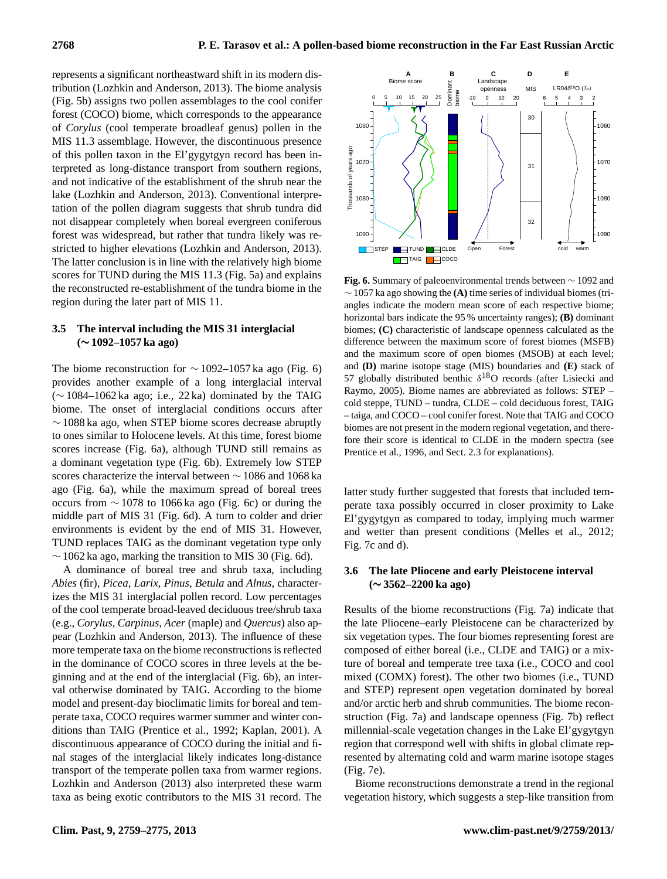represents a significant northeastward shift in its modern distribution (Lozhkin and Anderson, 2013). The biome analysis (Fig. 5b) assigns two pollen assemblages to the cool conifer forest (COCO) biome, which corresponds to the appearance of *Corylus* (cool temperate broadleaf genus) pollen in the MIS 11.3 assemblage. However, the discontinuous presence of this pollen taxon in the El'gygytgyn record has been interpreted as long-distance transport from southern regions, and not indicative of the establishment of the shrub near the lake (Lozhkin and Anderson, 2013). Conventional interpretation of the pollen diagram suggests that shrub tundra did not disappear completely when boreal evergreen coniferous forest was widespread, but rather that tundra likely was restricted to higher elevations (Lozhkin and Anderson, 2013). The latter conclusion is in line with the relatively high biome scores for TUND during the MIS 11.3 (Fig. 5a) and explains the reconstructed re-establishment of the tundra biome in the region during the later part of MIS 11.

## 3.5 The interval including the MIS 31 interglacial (∼ 1092–1057 ka ago)

The biome reconstruction for ∼ 1092–1057 ka ago (Fig. 6) provides another example of a long interglacial interval (∼ 1084–1062 ka ago; i.e., 22 ka) dominated by the TAIG biome. The onset of interglacial conditions occurs after ∼ 1088 ka ago, when STEP biome scores decrease abruptly to ones similar to Holocene levels. At this time, forest biome scores increase (Fig. 6a), although TUND still remains as a dominant vegetation type (Fig. 6b). Extremely low STEP scores characterize the interval between ∼ 1086 and 1068 ka ago (Fig. 6a), while the maximum spread of boreal trees occurs from ∼ 1078 to 1066 ka ago (Fig. 6c) or during the middle part of MIS 31 (Fig. 6d). A turn to colder and drier environments is evident by the end of MIS 31. However, TUND replaces TAIG as the dominant vegetation type only ∼ 1062 ka ago, marking the transition to MIS 30 (Fig. 6d).

A dominance of boreal tree and shrub taxa, including *Abies* (fir), *Picea*, *Larix*, *Pinus*, *Betula* and *Alnus*, characterizes the MIS 31 interglacial pollen record. Low percentages of the cool temperate broad-leaved deciduous tree/shrub taxa (e.g., *Corylus*, *Carpinus*, *Acer* (maple) and *Quercus*) also appear (Lozhkin and Anderson, 2013). The influence of these more temperate taxa on the biome reconstructions is reflected in the dominance of COCO scores in three levels at the beginning and at the end of the interglacial (Fig. 6b), an interval otherwise dominated by TAIG. According to the biome model and present-day bioclimatic limits for boreal and temperate taxa, COCO requires warmer summer and winter conditions than TAIG (Prentice et al., 1992; Kaplan, 2001). A discontinuous appearance of COCO during the initial and final stages of the interglacial likely indicates long-distance transport of the temperate pollen taxa from warmer regions. Lozhkin and Anderson (2013) also interpreted these warm taxa as being exotic contributors to the MIS 31 record. The latter study further suggested that forests that included temperate taxa possibly occurred in closer proximity to Lake El'gygytgyn as compared to today, implying much warmer and wetter than present conditions (Melles et al., 2012; Fig. 7c and d).

**Fig. 6.** Summary of paleoenvironmental trends between ∼ 1092 and ∼ 1057 ka ago showing the **(A)** time series of individual biomes (triangles indicate the modern mean score of each respective biome; horizontal bars indicate the 95 % uncertainty ranges); **(B)** dominant biomes; **(C)** characteristic of landscape openness calculated as the difference between the maximum score of forest biomes (MSFB) and the maximum score of open biomes (MSOB) at each level; and **(D)** marine isotope stage (MIS) boundaries and **(E)** stack of 57 globally distributed benthic $\delta^{18}$O records (after Lisiecki and Raymo, 2005). Biome names are abbreviated as follows: STEP – cold steppe, TUND – tundra, CLDE – cold deciduous forest, TAIG – taiga, and COCO – cool conifer forest. Note that TAIG and COCO biomes are not present in the modern regional vegetation, and therefore their score is identical to CLDE in the modern spectra (see Prentice et al., 1996, and Sect. 2.3 for explanations).

## 3.6 The late Pliocene and early Pleistocene interval (∼ 3562–2200 ka ago)

Results of the biome reconstructions (Fig. 7a) indicate that the late Pliocene–early Pleistocene can be characterized by six vegetation types. The four biomes representing forest are composed of either boreal (i.e., CLDE and TAIG) or a mixture of boreal and temperate tree taxa (i.e., COCO and cool mixed (COMX) forest). The other two biomes (i.e., TUND and STEP) represent open vegetation dominated by boreal and/or arctic herb and shrub communities. The biome reconstruction (Fig. 7a) and landscape openness (Fig. 7b) reflect millennial-scale vegetation changes in the Lake El'gygytgyn region that correspond well with shifts in global climate represented by alternating cold and warm marine isotope stages (Fig. 7e).

Biome reconstructions demonstrate a trend in the regional vegetation history, which suggests a step-like transition from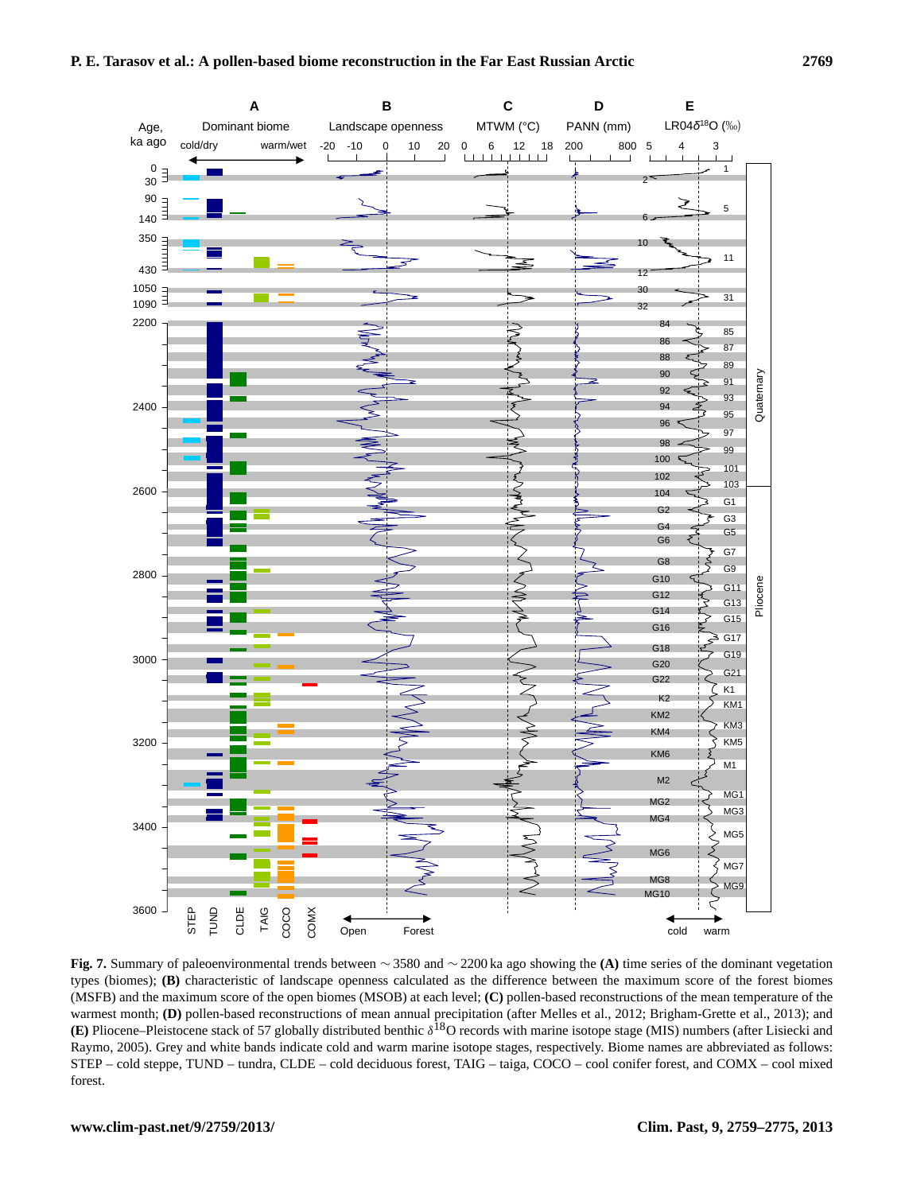**Fig. 7.** Summary of paleoenvironmental trends between ∼ 3580 and ∼ 2200 ka ago showing the **(A)** time series of the dominant vegetation types (biomes); **(B)** characteristic of landscape openness calculated as the difference between the maximum score of the forest biomes (MSFB) and the maximum score of the open biomes (MSOB) at each level; **(C)** pollen-based reconstructions of the mean temperature of the warmest month; **(D)** pollen-based reconstructions of mean annual precipitation (after Melles et al., 2012; Brigham-Grette et al., 2013); and **(E)** Pliocene–Pleistocene stack of 57 globally distributed benthic $\delta^{18}$O records with marine isotope stage (MIS) numbers (after Lisiecki and Raymo, 2005). Grey and white bands indicate cold and warm marine isotope stages, respectively. Biome names are abbreviated as follows: STEP – cold steppe, TUND – tundra, CLDE – cold deciduous forest, TAIG – taiga, COCO – cool conifer forest, and COMX – cool mixed forest.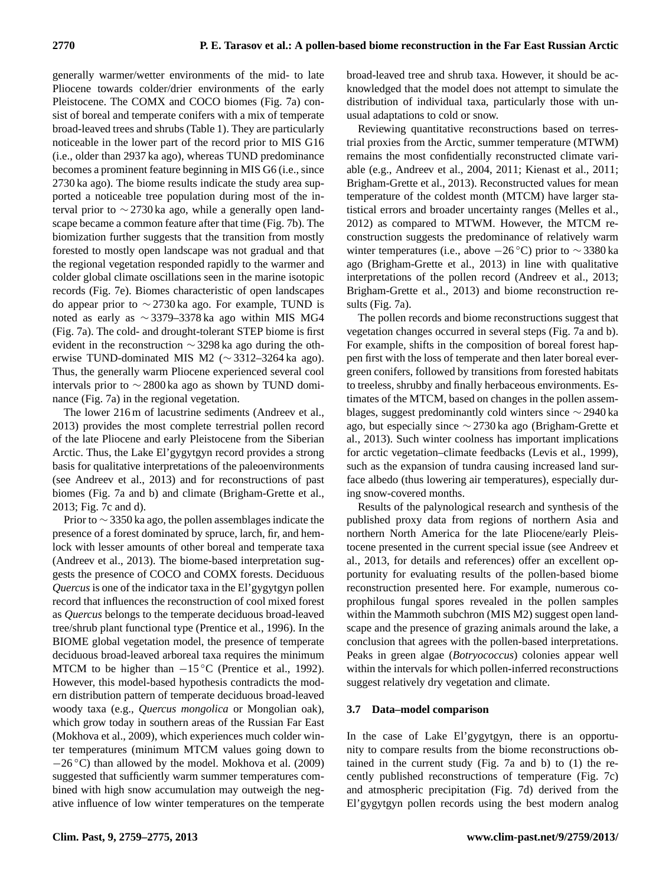generally warmer/wetter environments of the mid- to late Pliocene towards colder/drier environments of the early Pleistocene. The COMX and COCO biomes (Fig. 7a) consist of boreal and temperate conifers with a mix of temperate broad-leaved trees and shrubs (Table 1). They are particularly noticeable in the lower part of the record prior to MIS G16 (i.e., older than 2937 ka ago), whereas TUND predominance becomes a prominent feature beginning in MIS G6 (i.e., since 2730 ka ago). The biome results indicate the study area supported a noticeable tree population during most of the interval prior to ∼ 2730 ka ago, while a generally open landscape became a common feature after that time (Fig. 7b). The biomization further suggests that the transition from mostly forested to mostly open landscape was not gradual and that the regional vegetation responded rapidly to the warmer and colder global climate oscillations seen in the marine isotopic records (Fig. 7e). Biomes characteristic of open landscapes do appear prior to ∼ 2730 ka ago. For example, TUND is noted as early as ∼ 3379–3378 ka ago within MIS MG4 (Fig. 7a). The cold- and drought-tolerant STEP biome is first evident in the reconstruction ∼ 3298 ka ago during the otherwise TUND-dominated MIS M2 (∼ 3312–3264 ka ago). Thus, the generally warm Pliocene experienced several cool intervals prior to ∼ 2800 ka ago as shown by TUND dominance (Fig. 7a) in the regional vegetation.

The lower 216 m of lacustrine sediments (Andreev et al., 2013) provides the most complete terrestrial pollen record of the late Pliocene and early Pleistocene from the Siberian Arctic. Thus, the Lake El'gygytgyn record provides a strong basis for qualitative interpretations of the paleoenvironments (see Andreev et al., 2013) and for reconstructions of past biomes (Fig. 7a and b) and climate (Brigham-Grette et al., 2013; Fig. 7c and d).

Prior to ∼ 3350 ka ago, the pollen assemblages indicate the presence of a forest dominated by spruce, larch, fir, and hemlock with lesser amounts of other boreal and temperate taxa (Andreev et al., 2013). The biome-based interpretation suggests the presence of COCO and COMX forests. Deciduous *Quercus* is one of the indicator taxa in the El'gygytgyn pollen record that influences the reconstruction of cool mixed forest as *Quercus* belongs to the temperate deciduous broad-leaved tree/shrub plant functional type (Prentice et al., 1996). In the BIOME global vegetation model, the presence of temperate deciduous broad-leaved arboreal taxa requires the minimum MTCM to be higher than −15 °C (Prentice et al., 1992). However, this model-based hypothesis contradicts the modern distribution pattern of temperate deciduous broad-leaved woody taxa (e.g., *Quercus mongolica* or Mongolian oak), which grow today in southern areas of the Russian Far East (Mokhova et al., 2009), which experiences much colder winter temperatures (minimum MTCM values going down to −26 °C) than allowed by the model. Mokhova et al. (2009) suggested that sufficiently warm summer temperatures combined with high snow accumulation may outweigh the negative influence of low winter temperatures on the temperate broad-leaved tree and shrub taxa. However, it should be acknowledged that the model does not attempt to simulate the distribution of individual taxa, particularly those with unusual adaptations to cold or snow.

Reviewing quantitative reconstructions based on terrestrial proxies from the Arctic, summer temperature (MTWM) remains the most confidentially reconstructed climate variable (e.g., Andreev et al., 2004, 2011; Kienast et al., 2011; Brigham-Grette et al., 2013). Reconstructed values for mean temperature of the coldest month (MTCM) have larger statistical errors and broader uncertainty ranges (Melles et al., 2012) as compared to MTWM. However, the MTCM reconstruction suggests the predominance of relatively warm winter temperatures (i.e., above −26 °C) prior to ∼ 3380 ka ago (Brigham-Grette et al., 2013) in line with qualitative interpretations of the pollen record (Andreev et al., 2013; Brigham-Grette et al., 2013) and biome reconstruction results (Fig. 7a).

The pollen records and biome reconstructions suggest that vegetation changes occurred in several steps (Fig. 7a and b). For example, shifts in the composition of boreal forest happen first with the loss of temperate and then later boreal evergreen conifers, followed by transitions from forested habitats to treeless, shrubby and finally herbaceous environments. Estimates of the MTCM, based on changes in the pollen assemblages, suggest predominantly cold winters since ∼ 2940 ka ago, but especially since ∼ 2730 ka ago (Brigham-Grette et al., 2013). Such winter coolness has important implications for arctic vegetation–climate feedbacks (Levis et al., 1999), such as the expansion of tundra causing increased land surface albedo (thus lowering air temperatures), especially during snow-covered months.

Results of the palynological research and synthesis of the published proxy data from regions of northern Asia and northern North America for the late Pliocene/early Pleistocene presented in the current special issue (see Andreev et al., 2013, for details and references) offer an excellent opportunity for evaluating results of the pollen-based biome reconstruction presented here. For example, numerous coprophilous fungal spores revealed in the pollen samples within the Mammoth subchron (MIS M2) suggest open landscape and the presence of grazing animals around the lake, a conclusion that agrees with the pollen-based interpretations. Peaks in green algae (*Botryococcus*) colonies appear well within the intervals for which pollen-inferred reconstructions suggest relatively dry vegetation and climate.

### 3.7 Data–model comparison

In the case of Lake El'gygytgyn, there is an opportunity to compare results from the biome reconstructions obtained in the current study (Fig. 7a and b) to (1) the recently published reconstructions of temperature (Fig. 7c) and atmospheric precipitation (Fig. 7d) derived from the El'gygytgyn pollen records using the best modern analog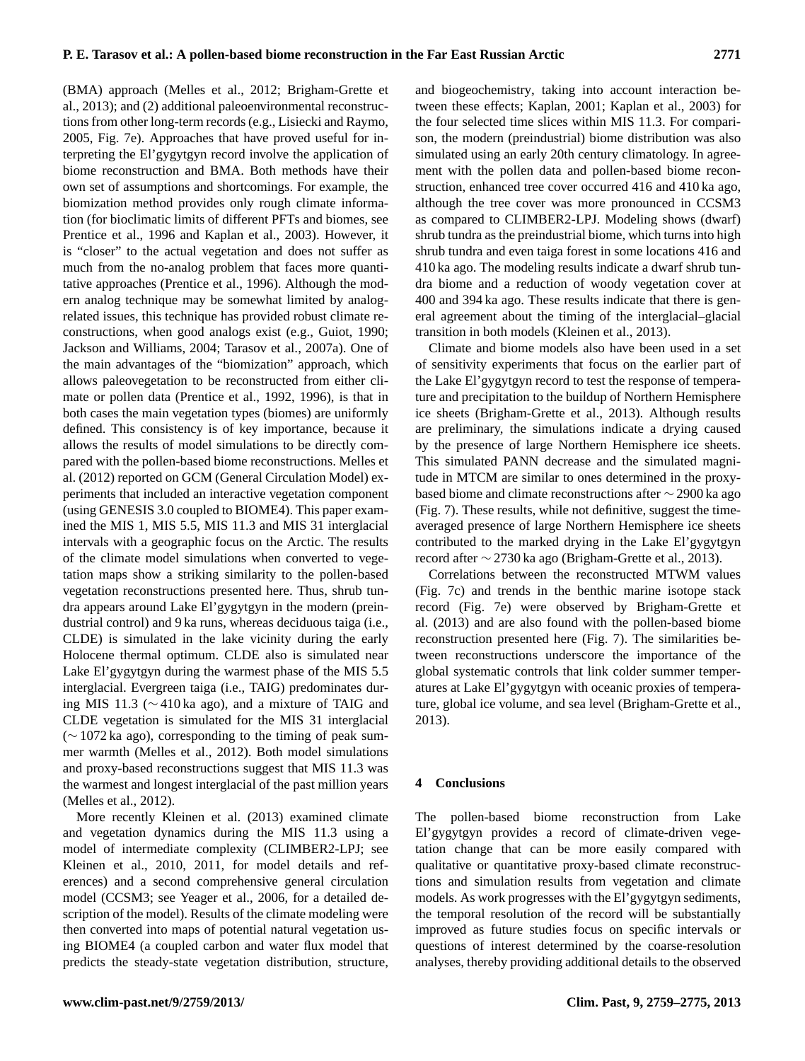(BMA) approach (Melles et al., 2012; Brigham-Grette et al., 2013); and (2) additional paleoenvironmental reconstructions from other long-term records (e.g., Lisiecki and Raymo, 2005, Fig. 7e). Approaches that have proved useful for interpreting the El'gygytgyn record involve the application of biome reconstruction and BMA. Both methods have their own set of assumptions and shortcomings. For example, the biomization method provides only rough climate information (for bioclimatic limits of different PFTs and biomes, see Prentice et al., 1996 and Kaplan et al., 2003). However, it is "closer" to the actual vegetation and does not suffer as much from the no-analog problem that faces more quantitative approaches (Prentice et al., 1996). Although the modern analog technique may be somewhat limited by analog-related issues, this technique has provided robust climate reconstructions, when good analogs exist (e.g., Guiot, 1990; Jackson and Williams, 2004; Tarasov et al., 2007a). One of the main advantages of the "biomization" approach, which allows paleovegetation to be reconstructed from either climate or pollen data (Prentice et al., 1992, 1996), is that in both cases the main vegetation types (biomes) are uniformly defined. This consistency is of key importance, because it allows the results of model simulations to be directly compared with the pollen-based biome reconstructions. Melles et al. (2012) reported on GCM (General Circulation Model) experiments that included an interactive vegetation component (using GENESIS 3.0 coupled to BIOME4). This paper examined the MIS 1, MIS 5.5, MIS 11.3 and MIS 31 interglacial intervals with a geographic focus on the Arctic. The results of the climate model simulations when converted to vegetation maps show a striking similarity to the pollen-based vegetation reconstructions presented here. Thus, shrub tundra appears around Lake El'gygytgyn in the modern (preindustrial control) and 9 ka runs, whereas deciduous taiga (i.e., CLDE) is simulated in the lake vicinity during the early Holocene thermal optimum. CLDE also is simulated near Lake El'gygytgyn during the warmest phase of the MIS 5.5 interglacial. Evergreen taiga (i.e., TAIG) predominates during MIS 11.3 ($\sim$ 410 ka ago), and a mixture of TAIG and CLDE vegetation is simulated for the MIS 31 interglacial ($\sim$ 1072 ka ago), corresponding to the timing of peak summer warmth (Melles et al., 2012). Both model simulations and proxy-based reconstructions suggest that MIS 11.3 was the warmest and longest interglacial of the past million years (Melles et al., 2012).

More recently Kleinen et al. (2013) examined climate and vegetation dynamics during the MIS 11.3 using a model of intermediate complexity (CLIMBER2-LPJ; see Kleinen et al., 2010, 2011, for model details and references) and a second comprehensive general circulation model (CCSM3; see Yeager et al., 2006, for a detailed description of the model). Results of the climate modeling were then converted into maps of potential natural vegetation using BIOME4 (a coupled carbon and water flux model that predicts the steady-state vegetation distribution, structure, and biogeochemistry, taking into account interaction between these effects; Kaplan, 2001; Kaplan et al., 2003) for the four selected time slices within MIS 11.3. For comparison, the modern (preindustrial) biome distribution was also simulated using an early 20th century climatology. In agreement with the pollen data and pollen-based biome reconstruction, enhanced tree cover occurred 416 and 410 ka ago, although the tree cover was more pronounced in CCSM3 as compared to CLIMBER2-LPJ. Modeling shows (dwarf) shrub tundra as the preindustrial biome, which turns into high shrub tundra and even taiga forest in some locations 416 and 410 ka ago. The modeling results indicate a dwarf shrub tundra biome and a reduction of woody vegetation cover at 400 and 394 ka ago. These results indicate that there is general agreement about the timing of the interglacial–glacial transition in both models (Kleinen et al., 2013).

Climate and biome models also have been used in a set of sensitivity experiments that focus on the earlier part of the Lake El'gygytgyn record to test the response of temperature and precipitation to the buildup of Northern Hemisphere ice sheets (Brigham-Grette et al., 2013). Although results are preliminary, the simulations indicate a drying caused by the presence of large Northern Hemisphere ice sheets. This simulated PANN decrease and the simulated magnitude in MTCM are similar to ones determined in the proxy-based biome and climate reconstructions after $\sim$ 2900 ka ago (Fig. 7). These results, while not definitive, suggest the time-averaged presence of large Northern Hemisphere ice sheets contributed to the marked drying in the Lake El'gygytgyn record after $\sim$ 2730 ka ago (Brigham-Grette et al., 2013).

Correlations between the reconstructed MTWM values (Fig. 7c) and trends in the benthic marine isotope stack record (Fig. 7e) were observed by Brigham-Grette et al. (2013) and are also found with the pollen-based biome reconstruction presented here (Fig. 7). The similarities between reconstructions underscore the importance of the global systematic controls that link colder summer temperatures at Lake El'gygytgyn with oceanic proxies of temperature, global ice volume, and sea level (Brigham-Grette et al., 2013).

## 4 Conclusions

The pollen-based biome reconstruction from Lake El'gygytgyn provides a record of climate-driven vegetation change that can be more easily compared with qualitative or quantitative proxy-based climate reconstructions and simulation results from vegetation and climate models. As work progresses with the El'gygytgyn sediments, the temporal resolution of the record will be substantially improved as future studies focus on specific intervals or questions of interest determined by the coarse-resolution analyses, thereby providing additional details to the observed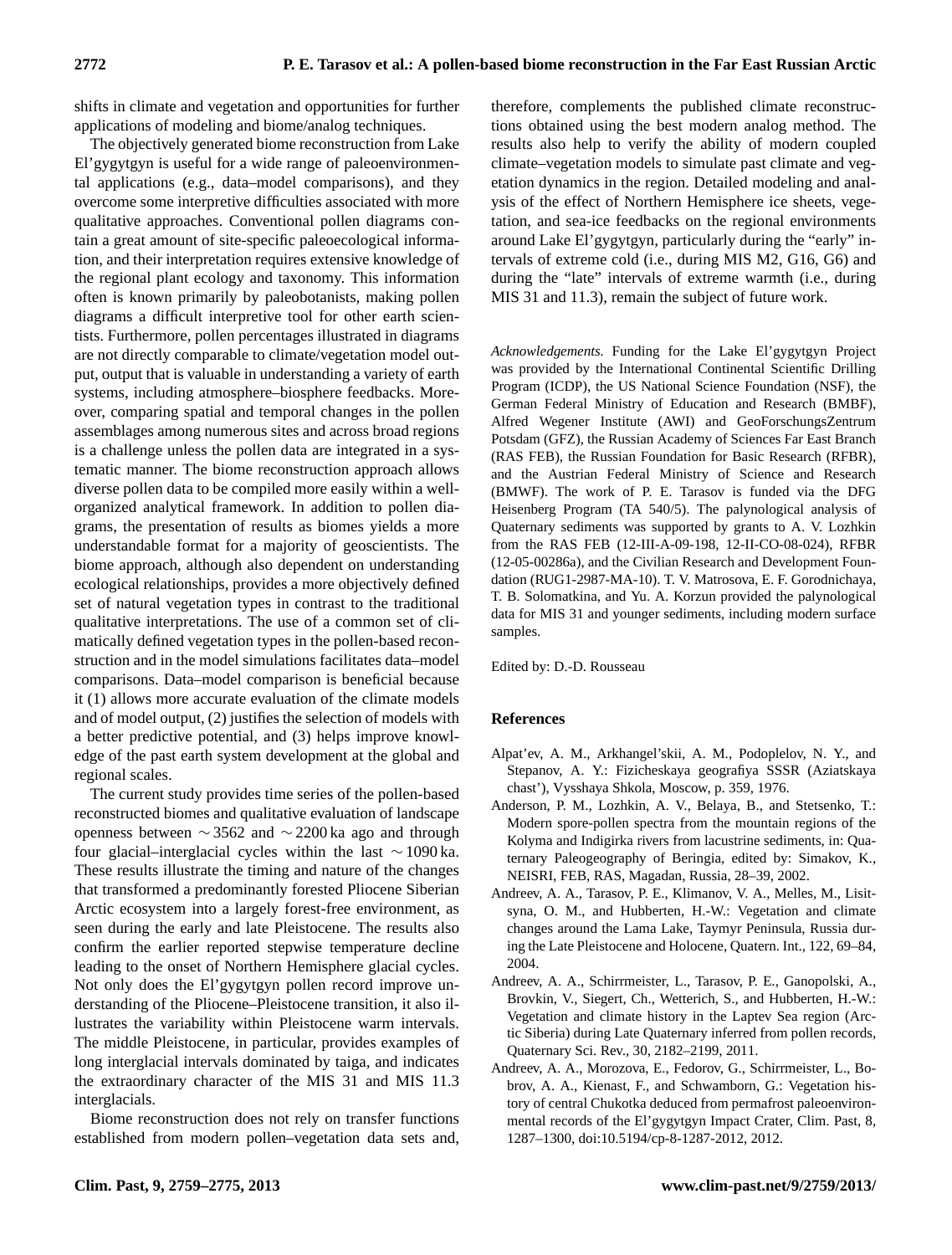shifts in climate and vegetation and opportunities for further applications of modeling and biome/analog techniques.

The objectively generated biome reconstruction from Lake El'gygytgyn is useful for a wide range of paleoenvironmental applications (e.g., data–model comparisons), and they overcome some interpretive difficulties associated with more qualitative approaches. Conventional pollen diagrams contain a great amount of site-specific paleoecological information, and their interpretation requires extensive knowledge of the regional plant ecology and taxonomy. This information often is known primarily by paleobotanists, making pollen diagrams a difficult interpretive tool for other earth scientists. Furthermore, pollen percentages illustrated in diagrams are not directly comparable to climate/vegetation model output, output that is valuable in understanding a variety of earth systems, including atmosphere–biosphere feedbacks. Moreover, comparing spatial and temporal changes in the pollen assemblages among numerous sites and across broad regions is a challenge unless the pollen data are integrated in a systematic manner. The biome reconstruction approach allows diverse pollen data to be compiled more easily within a well-organized analytical framework. In addition to pollen diagrams, the presentation of results as biomes yields a more understandable format for a majority of geoscientists. The biome approach, although also dependent on understanding ecological relationships, provides a more objectively defined set of natural vegetation types in contrast to the traditional qualitative interpretations. The use of a common set of climatically defined vegetation types in the pollen-based reconstruction and in the model simulations facilitates data–model comparisons. Data–model comparison is beneficial because it (1) allows more accurate evaluation of the climate models and of model output, (2) justifies the selection of models with a better predictive potential, and (3) helps improve knowledge of the past earth system development at the global and regional scales.

The current study provides time series of the pollen-based reconstructed biomes and qualitative evaluation of landscape openness between ~3562 and ~2200 ka ago and through four glacial–interglacial cycles within the last ~1090 ka. These results illustrate the timing and nature of the changes that transformed a predominantly forested Pliocene Siberian Arctic ecosystem into a largely forest-free environment, as seen during the early and late Pleistocene. The results also confirm the earlier reported stepwise temperature decline leading to the onset of Northern Hemisphere glacial cycles. Not only does the El'gygytgyn pollen record improve understanding of the Pliocene–Pleistocene transition, it also illustrates the variability within Pleistocene warm intervals. The middle Pleistocene, in particular, provides examples of long interglacial intervals dominated by taiga, and indicates the extraordinary character of the MIS 31 and MIS 11.3 interglacials.

Biome reconstruction does not rely on transfer functions established from modern pollen–vegetation data sets and, therefore, complements the published climate reconstructions obtained using the best modern analog method. The results also help to verify the ability of modern coupled climate–vegetation models to simulate past climate and vegetation dynamics in the region. Detailed modeling and analysis of the effect of Northern Hemisphere ice sheets, vegetation, and sea-ice feedbacks on the regional environments around Lake El'gygytgyn, particularly during the "early" intervals of extreme cold (i.e., during MIS M2, G16, G6) and during the "late" intervals of extreme warmth (i.e., during MIS 31 and 11.3), remain the subject of future work.

*Acknowledgements.* Funding for the Lake El'gygytgyn Project was provided by the International Continental Scientific Drilling Program (ICDP), the US National Science Foundation (NSF), the German Federal Ministry of Education and Research (BMBF), Alfred Wegener Institute (AWI) and GeoForschungsZentrum Potsdam (GFZ), the Russian Academy of Sciences Far East Branch (RAS FEB), the Russian Foundation for Basic Research (RFBR), and the Austrian Federal Ministry of Science and Research (BMWF). The work of P. E. Tarasov is funded via the DFG Heisenberg Program (TA 540/5). The palynological analysis of Quaternary sediments was supported by grants to A. V. Lozhkin from the RAS FEB (12-III-A-09-198, 12-II-CO-08-024), RFBR (12-05-00286a), and the Civilian Research and Development Foundation (RUG1-2987-MA-10). T. V. Matrosova, E. F. Gorodnichaya, T. B. Solomatkina, and Yu. A. Korzun provided the palynological data for MIS 31 and younger sediments, including modern surface samples.

Edited by: D.-D. Rousseau

## References

Alpat'ev, A. M., Arkhangel'skii, A. M., Podoplelov, N. Y., and Stepanov, A. Y.: Fizicheskaya geografiya SSSR (Aziatskaya chast'), Vysshaya Shkola, Moscow, p. 359, 1976.

Anderson, P. M., Lozhkin, A. V., Belaya, B., and Stetsenko, T.: Modern spore-pollen spectra from the mountain regions of the Kolyma and Indigirka rivers from lacustrine sediments, in: Quaternary Paleogeography of Beringia, edited by: Simakov, K., NEISRI, FEB, RAS, Magadan, Russia, 28–39, 2002.

Andreev, A. A., Tarasov, P. E., Klimanov, V. A., Melles, M., Lisitsyna, O. M., and Hubberten, H.-W.: Vegetation and climate changes around the Lama Lake, Taymyr Peninsula, Russia during the Late Pleistocene and Holocene, Quatern. Int., 122, 69–84, 2004.

Andreev, A. A., Schirrmeister, L., Tarasov, P. E., Ganopolski, A., Brovkin, V., Siegert, Ch., Wetterich, S., and Hubberten, H.-W.: Vegetation and climate history in the Laptev Sea region (Arctic Siberia) during Late Quaternary inferred from pollen records, Quaternary Sci. Rev., 30, 2182–2199, 2011.

Andreev, A. A., Morozova, E., Fedorov, G., Schirrmeister, L., Bobrov, A. A., Kienast, F., and Schwamborn, G.: Vegetation history of central Chukotka deduced from permafrost paleoenvironmental records of the El'gygytgyn Impact Crater, Clim. Past, 8, 1287–1300, doi:10.5194/cp-8-1287-2012, 2012.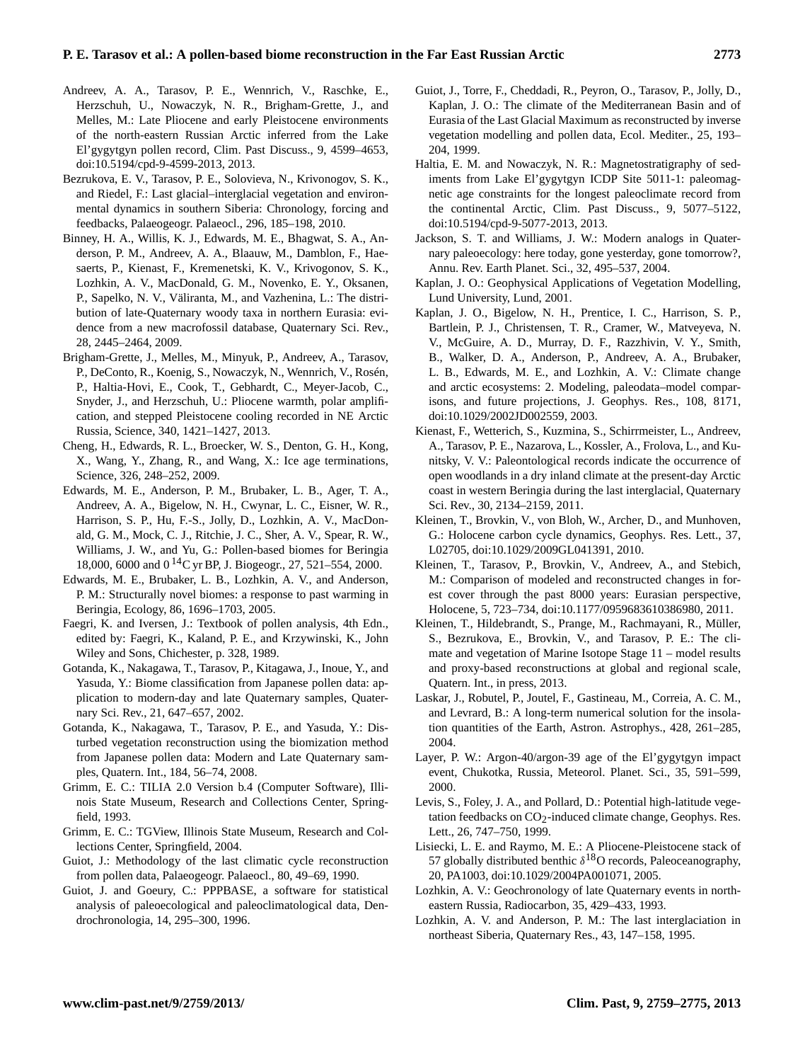Andreev, A. A., Tarasov, P. E., Wennrich, V., Raschke, E., Herzschuh, U., Nowaczyk, N. R., Brigham-Grette, J., and Melles, M.: Late Pliocene and early Pleistocene environments of the north-eastern Russian Arctic inferred from the Lake El'gygytgyn pollen record, Clim. Past Discuss., 9, 4599–4653, doi:10.5194/cpd-9-4599-2013, 2013.

Bezrukova, E. V., Tarasov, P. E., Solovieva, N., Krivonogov, S. K., and Riedel, F.: Last glacial–interglacial vegetation and environmental dynamics in southern Siberia: Chronology, forcing and feedbacks, Palaeogeogr. Palaeocl., 296, 185–198, 2010.

Binney, H. A., Willis, K. J., Edwards, M. E., Bhagwat, S. A., Anderson, P. M., Andreev, A. A., Blaauw, M., Damblon, F., Haesaerts, P., Kienast, F., Kremenetski, K. V., Krivogonov, S. K., Lozhkin, A. V., MacDonald, G. M., Novenko, E. Y., Oksanen, P., Sapelko, N. V., Väliranta, M., and Vazhenina, L.: The distribution of late-Quaternary woody taxa in northern Eurasia: evidence from a new macrofossil database, Quaternary Sci. Rev., 28, 2445–2464, 2009.

Brigham-Grette, J., Melles, M., Minyuk, P., Andreev, A., Tarasov, P., DeConto, R., Koenig, S., Nowaczyk, N., Wennrich, V., Rosén, P., Haltia-Hovi, E., Cook, T., Gebhardt, C., Meyer-Jacob, C., Snyder, J., and Herzschuh, U.: Pliocene warmth, polar amplification, and stepped Pleistocene cooling recorded in NE Arctic Russia, Science, 340, 1421–1427, 2013.

Cheng, H., Edwards, R. L., Broecker, W. S., Denton, G. H., Kong, X., Wang, Y., Zhang, R., and Wang, X.: Ice age terminations, Science, 326, 248–252, 2009.

Edwards, M. E., Anderson, P. M., Brubaker, L. B., Ager, T. A., Andreev, A. A., Bigelow, N. H., Cwynar, L. C., Eisner, W. R., Harrison, S. P., Hu, F.-S., Jolly, D., Lozhkin, A. V., MacDonald, G. M., Mock, C. J., Ritchie, J. C., Sher, A. V., Spear, R. W., Williams, J. W., and Yu, G.: Pollen-based biomes for Beringia 18,000, 6000 and 0 $^{14}$C yr BP, J. Biogeogr., 27, 521–554, 2000.

Edwards, M. E., Brubaker, L. B., Lozhkin, A. V., and Anderson, P. M.: Structurally novel biomes: a response to past warming in Beringia, Ecology, 86, 1696–1703, 2005.

Faegri, K. and Iversen, J.: Textbook of pollen analysis, 4th Edn., edited by: Faegri, K., Kaland, P. E., and Krzywinski, K., John Wiley and Sons, Chichester, p. 328, 1989.

Gotanda, K., Nakagawa, T., Tarasov, P., Kitagawa, J., Inoue, Y., and Yasuda, Y.: Biome classification from Japanese pollen data: application to modern-day and late Quaternary samples, Quaternary Sci. Rev., 21, 647–657, 2002.

Gotanda, K., Nakagawa, T., Tarasov, P. E., and Yasuda, Y.: Disturbed vegetation reconstruction using the biomization method from Japanese pollen data: Modern and Late Quaternary samples, Quatern. Int., 184, 56–74, 2008.

Grimm, E. C.: TILIA 2.0 Version b.4 (Computer Software), Illinois State Museum, Research and Collections Center, Springfield, 1993.

Grimm, E. C.: TGView, Illinois State Museum, Research and Collections Center, Springfield, 2004.

Guiot, J.: Methodology of the last climatic cycle reconstruction from pollen data, Palaeogeogr. Palaeocl., 80, 49–69, 1990.

Guiot, J. and Goeury, C.: PPPBASE, a software for statistical analysis of paleoecological and paleoclimatological data, Dendrochronologia, 14, 295–300, 1996.

Guiot, J., Torre, F., Cheddadi, R., Peyron, O., Tarasov, P., Jolly, D., Kaplan, J. O.: The climate of the Mediterranean Basin and of Eurasia of the Last Glacial Maximum as reconstructed by inverse vegetation modelling and pollen data, Ecol. Mediter., 25, 193–204, 1999.

Haltia, E. M. and Nowaczyk, N. R.: Magnetostratigraphy of sediments from Lake El'gygytgyn ICDP Site 5011-1: paleomagnetic age constraints for the longest paleoclimate record from the continental Arctic, Clim. Past Discuss., 9, 5077–5122, doi:10.5194/cpd-9-5077-2013, 2013.

Jackson, S. T. and Williams, J. W.: Modern analogs in Quaternary paleoecology: here today, gone yesterday, gone tomorrow?, Annu. Rev. Earth Planet. Sci., 32, 495–537, 2004.

Kaplan, J. O.: Geophysical Applications of Vegetation Modelling, Lund University, Lund, 2001.

Kaplan, J. O., Bigelow, N. H., Prentice, I. C., Harrison, S. P., Bartlein, P. J., Christensen, T. R., Cramer, W., Matveyeva, N. V., McGuire, A. D., Murray, D. F., Razzhivin, V. Y., Smith, B., Walker, D. A., Anderson, P., Andreev, A. A., Brubaker, L. B., Edwards, M. E., and Lozhkin, A. V.: Climate change and arctic ecosystems: 2. Modeling, paleodata–model comparisons, and future projections, J. Geophys. Res., 108, 8171, doi:10.1029/2002JD002559, 2003.

Kienast, F., Wetterich, S., Kuzmina, S., Schirrmeister, L., Andreev, A., Tarasov, P. E., Nazarova, L., Kossler, A., Frolova, L., and Kunitsky, V. V.: Paleontological records indicate the occurrence of open woodlands in a dry inland climate at the present-day Arctic coast in western Beringia during the last interglacial, Quaternary Sci. Rev., 30, 2134–2159, 2011.

Kleinen, T., Brovkin, V., von Bloh, W., Archer, D., and Munhoven, G.: Holocene carbon cycle dynamics, Geophys. Res. Lett., 37, L02705, doi:10.1029/2009GL041391, 2010.

Kleinen, T., Tarasov, P., Brovkin, V., Andreev, A., and Stebich, M.: Comparison of modeled and reconstructed changes in forest cover through the past 8000 years: Eurasian perspective, Holocene, 5, 723–734, doi:10.1177/0959683610386980, 2011.

Kleinen, T., Hildebrandt, S., Prange, M., Rachmayani, R., Müller, S., Bezrukova, E., Brovkin, V., and Tarasov, P. E.: The climate and vegetation of Marine Isotope Stage 11 – model results and proxy-based reconstructions at global and regional scale, Quatern. Int., in press, 2013.

Laskar, J., Robutel, P., Joutel, F., Gastineau, M., Correia, A. C. M., and Levrard, B.: A long-term numerical solution for the insolation quantities of the Earth, Astron. Astrophys., 428, 261–285, 2004.

Layer, P. W.: Argon-40/argon-39 age of the El'gygytgyn impact event, Chukotka, Russia, Meteorol. Planet. Sci., 35, 591–599, 2000.

Levis, S., Foley, J. A., and Pollard, D.: Potential high-latitude vegetation feedbacks on $CO_2$-induced climate change, Geophys. Res. Lett., 26, 747–750, 1999.

Lisiecki, L. E. and Raymo, M. E.: A Pliocene-Pleistocene stack of 57 globally distributed benthic $\delta^{18}$O records, Paleoceanography, 20, PA1003, doi:10.1029/2004PA001071, 2005.

Lozhkin, A. V.: Geochronology of late Quaternary events in northeastern Russia, Radiocarbon, 35, 429–433, 1993.

Lozhkin, A. V. and Anderson, P. M.: The last interglaciation in northeast Siberia, Quaternary Res., 43, 147–158, 1995.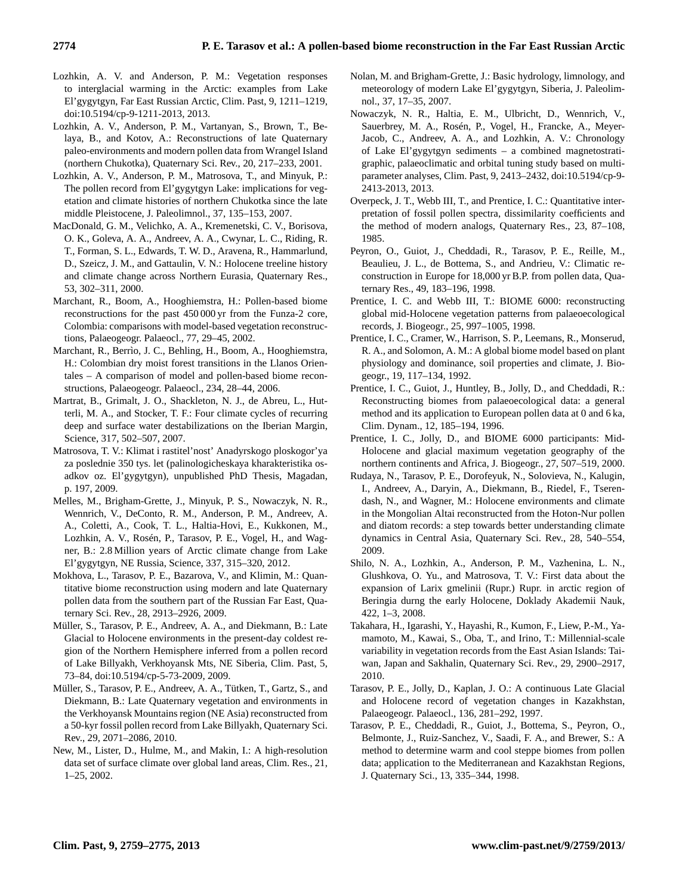Lozhkin, A. V. and Anderson, P. M.: Vegetation responses to interglacial warming in the Arctic: examples from Lake El'gygytgyn, Far East Russian Arctic, Clim. Past, 9, 1211–1219, doi:10.5194/cp-9-1211-2013, 2013.

Lozhkin, A. V., Anderson, P. M., Vartanyan, S., Brown, T., Belaya, B., and Kotov, A.: Reconstructions of late Quaternary paleo-environments and modern pollen data from Wrangel Island (northern Chukotka), Quaternary Sci. Rev., 20, 217–233, 2001.

Lozhkin, A. V., Anderson, P. M., Matrosova, T., and Minyuk, P.: The pollen record from El'gygytgyn Lake: implications for vegetation and climate histories of northern Chukotka since the late middle Pleistocene, J. Paleolimnol., 37, 135–153, 2007.

MacDonald, G. M., Velichko, A. A., Kremenetski, C. V., Borisova, O. K., Goleva, A. A., Andreev, A. A., Cwynar, L. C., Riding, R. T., Forman, S. L., Edwards, T. W. D., Aravena, R., Hammarlund, D., Szeicz, J. M., and Gattaulin, V. N.: Holocene treeline history and climate change across Northern Eurasia, Quaternary Res., 53, 302–311, 2000.

Marchant, R., Boom, A., Hooghiemstra, H.: Pollen-based biome reconstructions for the past 450 000 yr from the Funza-2 core, Colombia: comparisons with model-based vegetation reconstructions, Palaeogeogr. Palaeocl., 77, 29–45, 2002.

Marchant, R., Berrìo, J. C., Behling, H., Boom, A., Hooghiemstra, H.: Colombian dry moist forest transitions in the Llanos Orientales – A comparison of model and pollen-based biome reconstructions, Palaeogeogr. Palaeocl., 234, 28–44, 2006.

Martrat, B., Grimalt, J. O., Shackleton, N. J., de Abreu, L., Hutterli, M. A., and Stocker, T. F.: Four climate cycles of recurring deep and surface water destabilizations on the Iberian Margin, Science, 317, 502–507, 2007.

Matrosova, T. V.: Klimat i rastitel'nost' Anadyrskogo ploskogor'ya za poslednie 350 tys. let (palinologicheskaya kharakteristika osadkov oz. El'gygytgyn), unpublished PhD Thesis, Magadan, p. 197, 2009.

Melles, M., Brigham-Grette, J., Minyuk, P. S., Nowaczyk, N. R., Wennrich, V., DeConto, R. M., Anderson, P. M., Andreev, A. A., Coletti, A., Cook, T. L., Haltia-Hovi, E., Kukkonen, M., Lozhkin, A. V., Rosén, P., Tarasov, P. E., Vogel, H., and Wagner, B.: 2.8 Million years of Arctic climate change from Lake El'gygytgyn, NE Russia, Science, 337, 315–320, 2012.

Mokhova, L., Tarasov, P. E., Bazarova, V., and Klimin, M.: Quantitative biome reconstruction using modern and late Quaternary pollen data from the southern part of the Russian Far East, Quaternary Sci. Rev., 28, 2913–2926, 2009.

Müller, S., Tarasov, P. E., Andreev, A. A., and Diekmann, B.: Late Glacial to Holocene environments in the present-day coldest region of the Northern Hemisphere inferred from a pollen record of Lake Billyakh, Verkhoyansk Mts, NE Siberia, Clim. Past, 5, 73–84, doi:10.5194/cp-5-73-2009, 2009.

Müller, S., Tarasov, P. E., Andreev, A. A., Tütken, T., Gartz, S., and Diekmann, B.: Late Quaternary vegetation and environments in the Verkhoyansk Mountains region (NE Asia) reconstructed from a 50-kyr fossil pollen record from Lake Billyakh, Quaternary Sci. Rev., 29, 2071–2086, 2010.

New, M., Lister, D., Hulme, M., and Makin, I.: A high-resolution data set of surface climate over global land areas, Clim. Res., 21, 1–25, 2002.

Nolan, M. and Brigham-Grette, J.: Basic hydrology, limnology, and meteorology of modern Lake El'gygytgyn, Siberia, J. Paleolimnol., 37, 17–35, 2007.

Nowaczyk, N. R., Haltia, E. M., Ulbricht, D., Wennrich, V., Sauerbrey, M. A., Rosén, P., Vogel, H., Francke, A., Meyer-Jacob, C., Andreev, A. A., and Lozhkin, A. V.: Chronology of Lake El'gygytgyn sediments – a combined magnetostratigraphic, palaeoclimatic and orbital tuning study based on multi-parameter analyses, Clim. Past, 9, 2413–2432, doi:10.5194/cp-9-2413-2013, 2013.

Overpeck, J. T., Webb III, T., and Prentice, I. C.: Quantitative interpretation of fossil pollen spectra, dissimilarity coefficients and the method of modern analogs, Quaternary Res., 23, 87–108, 1985.

Peyron, O., Guiot, J., Cheddadi, R., Tarasov, P. E., Reille, M., Beaulieu, J. L., de Bottema, S., and Andrieu, V.: Climatic reconstruction in Europe for 18,000 yr B.P. from pollen data, Quaternary Res., 49, 183–196, 1998.

Prentice, I. C. and Webb III, T.: BIOME 6000: reconstructing global mid-Holocene vegetation patterns from palaeoecological records, J. Biogeogr., 25, 997–1005, 1998.

Prentice, I. C., Cramer, W., Harrison, S. P., Leemans, R., Monserud, R. A., and Solomon, A. M.: A global biome model based on plant physiology and dominance, soil properties and climate, J. Biogeogr., 19, 117–134, 1992.

Prentice, I. C., Guiot, J., Huntley, B., Jolly, D., and Cheddadi, R.: Reconstructing biomes from palaeoecological data: a general method and its application to European pollen data at 0 and 6 ka, Clim. Dynam., 12, 185–194, 1996.

Prentice, I. C., Jolly, D., and BIOME 6000 participants: Mid-Holocene and glacial maximum vegetation geography of the northern continents and Africa, J. Biogeogr., 27, 507–519, 2000.

Rudaya, N., Tarasov, P. E., Dorofeyuk, N., Solovieva, N., Kalugin, I., Andreev, A., Daryin, A., Diekmann, B., Riedel, F., Tserendash, N., and Wagner, M.: Holocene environments and climate in the Mongolian Altai reconstructed from the Hoton-Nur pollen and diatom records: a step towards better understanding climate dynamics in Central Asia, Quaternary Sci. Rev., 28, 540–554, 2009.

Shilo, N. A., Lozhkin, A., Anderson, P. M., Vazhenina, L. N., Glushkova, O. Yu., and Matrosova, T. V.: First data about the expansion of Larix gmelinii (Rupr.) Rupr. in arctic region of Beringia durng the early Holocene, Doklady Akademii Nauk, 422, 1–3, 2008.

Takahara, H., Igarashi, Y., Hayashi, R., Kumon, F., Liew, P.-M., Yamamoto, M., Kawai, S., Oba, T., and Irino, T.: Millennial-scale variability in vegetation records from the East Asian Islands: Taiwan, Japan and Sakhalin, Quaternary Sci. Rev., 29, 2900–2917, 2010.

Tarasov, P. E., Jolly, D., Kaplan, J. O.: A continuous Late Glacial and Holocene record of vegetation changes in Kazakhstan, Palaeogeogr. Palaeocl., 136, 281–292, 1997.

Tarasov, P. E., Cheddadi, R., Guiot, J., Bottema, S., Peyron, O., Belmonte, J., Ruiz-Sanchez, V., Saadi, F. A., and Brewer, S.: A method to determine warm and cool steppe biomes from pollen data; application to the Mediterranean and Kazakhstan Regions, J. Quaternary Sci., 13, 335–344, 1998.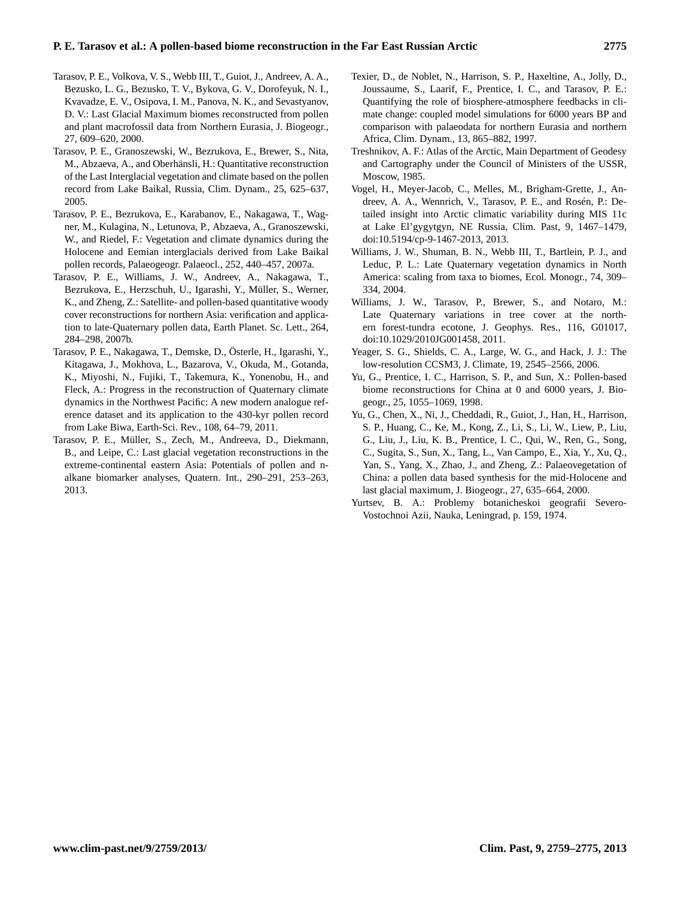Tarasov, P. E., Volkova, V. S., Webb III, T., Guiot, J., Andreev, A. A., Bezusko, L. G., Bezusko, T. V., Bykova, G. V., Dorofeyuk, N. I., Kvavadze, E. V., Osipova, I. M., Panova, N. K., and Sevastyanov, D. V.: Last Glacial Maximum biomes reconstructed from pollen and plant macrofossil data from Northern Eurasia, J. Biogeogr., 27, 609–620, 2000.

Tarasov, P. E., Granoszewski, W., Bezrukova, E., Brewer, S., Nita, M., Abzaeva, A., and Oberhänsli, H.: Quantitative reconstruction of the Last Interglacial vegetation and climate based on the pollen record from Lake Baikal, Russia, Clim. Dynam., 25, 625–637, 2005.

Tarasov, P. E., Bezrukova, E., Karabanov, E., Nakagawa, T., Wagner, M., Kulagina, N., Letunova, P., Abzaeva, A., Granoszewski, W., and Riedel, F.: Vegetation and climate dynamics during the Holocene and Eemian interglacials derived from Lake Baikal pollen records, Palaeogeogr. Palaeocl., 252, 440–457, 2007a.

Tarasov, P. E., Williams, J. W., Andreev, A., Nakagawa, T., Bezrukova, E., Herzschuh, U., Igarashi, Y., Müller, S., Werner, K., and Zheng, Z.: Satellite- and pollen-based quantitative woody cover reconstructions for northern Asia: verification and application to late-Quaternary pollen data, Earth Planet. Sc. Lett., 264, 284–298, 2007b.

Tarasov, P. E., Nakagawa, T., Demske, D., Österle, H., Igarashi, Y., Kitagawa, J., Mokhova, L., Bazarova, V., Okuda, M., Gotanda, K., Miyoshi, N., Fujiki, T., Takemura, K., Yonenobu, H., and Fleck, A.: Progress in the reconstruction of Quaternary climate dynamics in the Northwest Pacific: A new modern analogue reference dataset and its application to the 430-kyr pollen record from Lake Biwa, Earth-Sci. Rev., 108, 64–79, 2011.

Tarasov, P. E., Müller, S., Zech, M., Andreeva, D., Diekmann, B., and Leipe, C.: Last glacial vegetation reconstructions in the extreme-continental eastern Asia: Potentials of pollen and n-alkane biomarker analyses, Quatern. Int., 290–291, 253–263, 2013.

Texier, D., de Noblet, N., Harrison, S. P., Haxeltine, A., Jolly, D., Joussaume, S., Laarif, F., Prentice, I. C., and Tarasov, P. E.: Quantifying the role of biosphere-atmosphere feedbacks in climate change: coupled model simulations for 6000 years BP and comparison with palaeodata for northern Eurasia and northern Africa, Clim. Dynam., 13, 865–882, 1997.

Treshnikov, A. F.: Atlas of the Arctic, Main Department of Geodesy and Cartography under the Council of Ministers of the USSR, Moscow, 1985.

Vogel, H., Meyer-Jacob, C., Melles, M., Brigham-Grette, J., Andreev, A. A., Wennrich, V., Tarasov, P. E., and Rosén, P.: Detailed insight into Arctic climatic variability during MIS 11c at Lake El'gygytgyn, NE Russia, Clim. Past, 9, 1467–1479, doi:10.5194/cp-9-1467-2013, 2013.

Williams, J. W., Shuman, B. N., Webb III, T., Bartlein, P. J., and Leduc, P. L.: Late Quaternary vegetation dynamics in North America: scaling from taxa to biomes, Ecol. Monogr., 74, 309–334, 2004.

Williams, J. W., Tarasov, P., Brewer, S., and Notaro, M.: Late Quaternary variations in tree cover at the northern forest-tundra ecotone, J. Geophys. Res., 116, G01017, doi:10.1029/2010JG001458, 2011.

Yeager, S. G., Shields, C. A., Large, W. G., and Hack, J. J.: The low-resolution CCSM3, J. Climate, 19, 2545–2566, 2006.

Yu, G., Prentice, I. C., Harrison, S. P., and Sun, X.: Pollen-based biome reconstructions for China at 0 and 6000 years, J. Biogeogr., 25, 1055–1069, 1998.

Yu, G., Chen, X., Ni, J., Cheddadi, R., Guiot, J., Han, H., Harrison, S. P., Huang, C., Ke, M., Kong, Z., Li, S., Li, W., Liew, P., Liu, G., Liu, J., Liu, K. B., Prentice, I. C., Qui, W., Ren, G., Song, C., Sugita, S., Sun, X., Tang, L., Van Campo, E., Xia, Y., Xu, Q., Yan, S., Yang, X., Zhao, J., and Zheng, Z.: Palaeovegetation of China: a pollen data based synthesis for the mid-Holocene and last glacial maximum, J. Biogeogr., 27, 635–664, 2000.

Yurtsev, B. A.: Problemy botanicheskoi geografii Severo-Vostochnoi Azii, Nauka, Leningrad, p. 159, 1974.